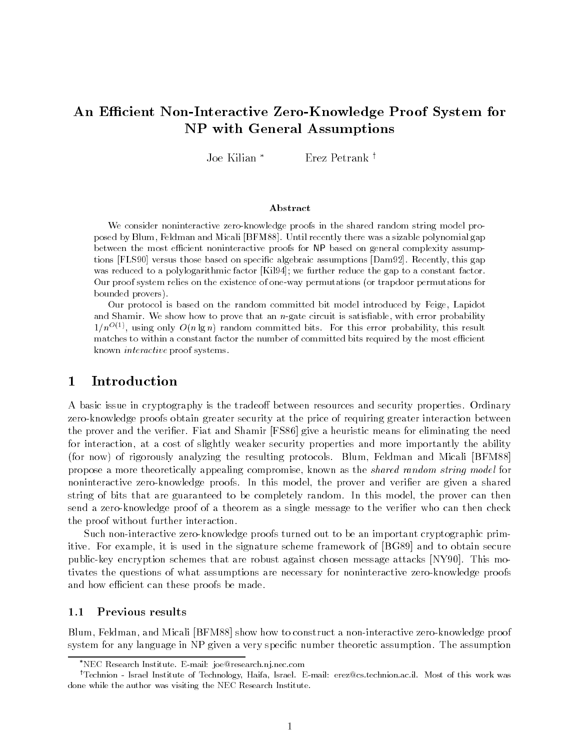# An Efficient Non-Interactive Zero-Knowledge Proof System for NP with General Assumptions

Joe Kilian [*] Erez Petrank [†]

### Abstract

We consider noninteractive zero-knowledge proofs in the shared random string model proposed by Blum, Feldman and Micali [BFM88]. Until recently there was a sizable polynomial gap between the most efficient noninteractive proofs for NP based on general complexity assumptions [FLS90] versus those based on specific algebraic assumptions [Dam92]. Recently, this gap was reduced to a polylogarithmic factor [Kil94]; we further reduce the gap to a constant factor. Our proof system relies on the existence of one-way permutations (or trapdoor permutations for bounded provers).

Our protocol is based on the random committed bit model introduced by Feige, Lapidot and Shamir. We show how to prove that an $n$-gate circuit is satisfiable, with error probability $1/n^{O(1)}$, using only $O(n \lg n)$ random committed bits. For this error probability, this result matches to within a constant factor the number of committed bits required by the most efficient known *interactive* proof systems.

## 1 Introduction

A basic issue in cryptography is the tradeoff between resources and security properties. Ordinary zero-knowledge proofs obtain greater security at the price of requiring greater interaction between the prover and the verifier. Fiat and Shamir [FS86] give a heuristic means for eliminating the need for interaction, at a cost of slightly weaker security properties and more importantly the ability (for now) of rigorously analyzing the resulting protocols. Blum, Feldman and Micali [BFM88] propose a more theoretically appealing compromise, known as the *shared random string model* for noninteractive zero-knowledge proofs. In this model, the prover and verifier are given a shared string of bits that are guaranteed to be completely random. In this model, the prover can then send a zero-knowledge proof of a theorem as a single message to the verifier who can then check the proof without further interaction.

Such non-interactive zero-knowledge proofs turned out to be an important cryptographic primitive. For example, it is used in the signature scheme framework of [BG89] and to obtain secure public-key encryption schemes that are robust against chosen message attacks [NY90]. This motivates the questions of what assumptions are necessary for noninteractive zero-knowledge proofs and how efficient can these proofs be made.

### 1.1 Previous results

Blum, Feldman, and Micali [BFM88] show how to construct a non-interactive zero-knowledge proof system for any language in NP given a very specific number theoretic assumption. The assumption

[*] NEC Research Institute. E-mail: joe@research.nj.nec.com

[†] Technion - Israel Institute of Technology, Haifa, Israel. E-mail: erez@cs.technion.ac.il. Most of this work was done while the author was visiting the NEC Research Institute.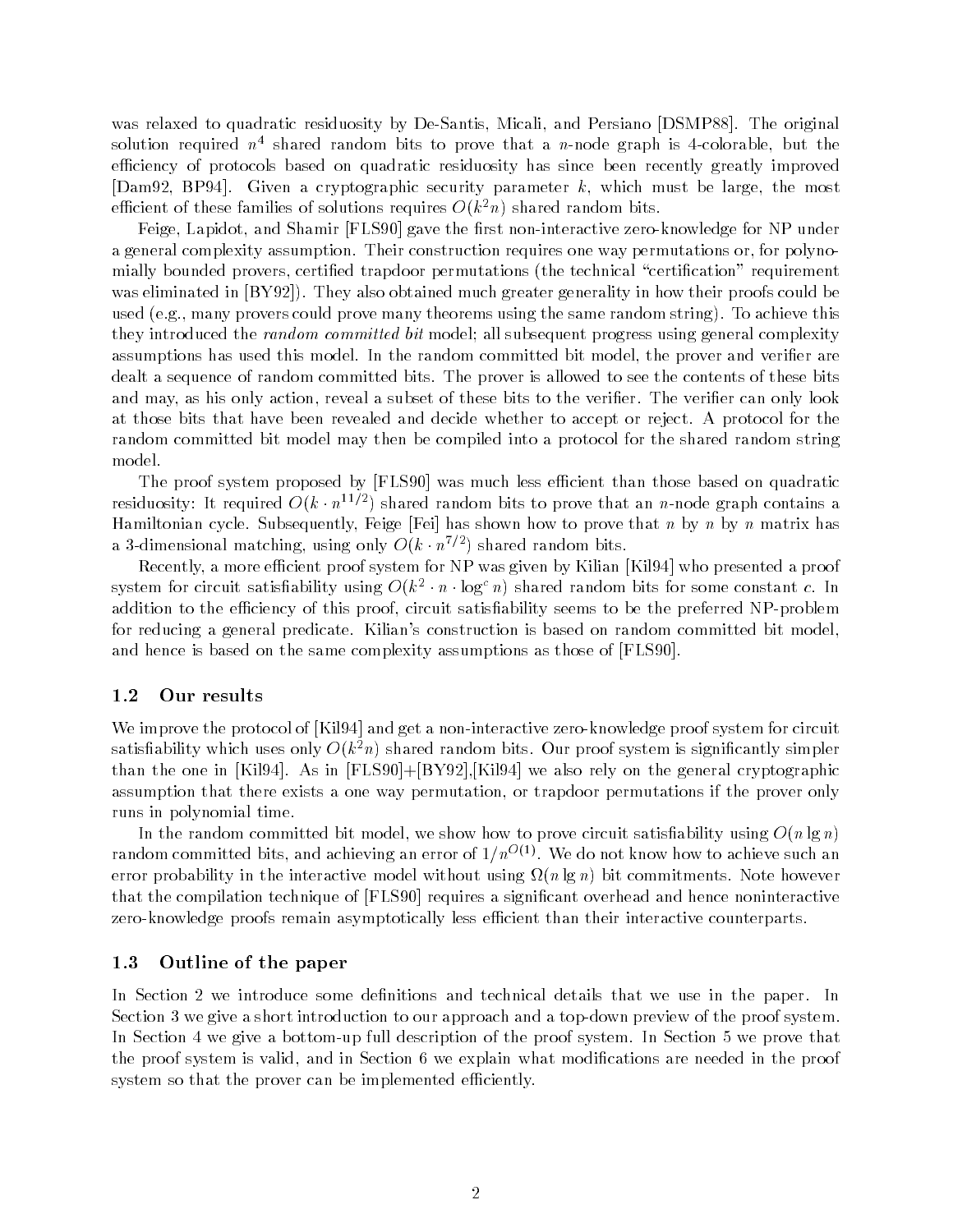was relaxed to quadratic residuosity by De-Santis, Micali, and Persiano [DSMP88]. The original solution required $n^4$ shared random bits to prove that a $n$-node graph is 4-colorable, but the efficiency of protocols based on quadratic residuosity has since been recently greatly improved [Dam92, BP94]. Given a cryptographic security parameter $k$, which must be large, the most efficient of these families of solutions requires $O(k^2 n)$ shared random bits.

Feige, Lapidot, and Shamir [FLS90] gave the first non-interactive zero-knowledge for NP under a general complexity assumption. Their construction requires one way permutations or, for polynomially bounded provers, certified trapdoor permutations (the technical "certification" requirement was eliminated in [BY92]). They also obtained much greater generality in how their proofs could be used (e.g., many provers could prove many theorems using the same random string). To achieve this they introduced the *random committed bit* model; all subsequent progress using general complexity assumptions has used this model. In the random committed bit model, the prover and verifier are dealt a sequence of random committed bits. The prover is allowed to see the contents of these bits and may, as his only action, reveal a subset of these bits to the verifier. The verifier can only look at those bits that have been revealed and decide whether to accept or reject. A protocol for the random committed bit model may then be compiled into a protocol for the shared random string model.

The proof system proposed by [FLS90] was much less efficient than those based on quadratic residuosity: It required $O(k \cdot n^{11/2})$ shared random bits to prove that an $n$-node graph contains a Hamiltonian cycle. Subsequently, Feige [Fei] has shown how to prove that $n$ by $n$ by $n$ matrix has a 3-dimensional matching, using only $O(k \cdot n^{7/2})$ shared random bits.

Recently, a more efficient proof system for NP was given by Kilian [Kil94] who presented a proof system for circuit satisfiability using $O(k^2 \cdot n \cdot \log^c n)$ shared random bits for some constant $c$. In addition to the efficiency of this proof, circuit satisfiability seems to be the preferred NP-problem for reducing a general predicate. Kilian's construction is based on random committed bit model, and hence is based on the same complexity assumptions as those of [FLS90].

### 1.2 Our results

We improve the protocol of [Kil94] and get a non-interactive zero-knowledge proof system for circuit satisfiability which uses only $O(k^2 n)$ shared random bits. Our proof system is significantly simpler than the one in [Kil94]. As in [FLS90]+[BY92],[Kil94] we also rely on the general cryptographic assumption that there exists a one way permutation, or trapdoor permutations if the prover only runs in polynomial time.

In the random committed bit model, we show how to prove circuit satisfiability using $O(n \lg n)$ random committed bits, and achieving an error of $1/n^{O(1)}$. We do not know how to achieve such an error probability in the interactive model without using $\Omega(n \lg n)$ bit commitments. Note however that the compilation technique of [FLS90] requires a significant overhead and hence noninteractive zero-knowledge proofs remain asymptotically less efficient than their interactive counterparts.

### 1.3 Outline of the paper

In Section 2 we introduce some definitions and technical details that we use in the paper. In Section 3 we give a short introduction to our approach and a top-down preview of the proof system. In Section 4 we give a bottom-up full description of the proof system. In Section 5 we prove that the proof system is valid, and in Section 6 we explain what modifications are needed in the proof system so that the prover can be implemented efficiently.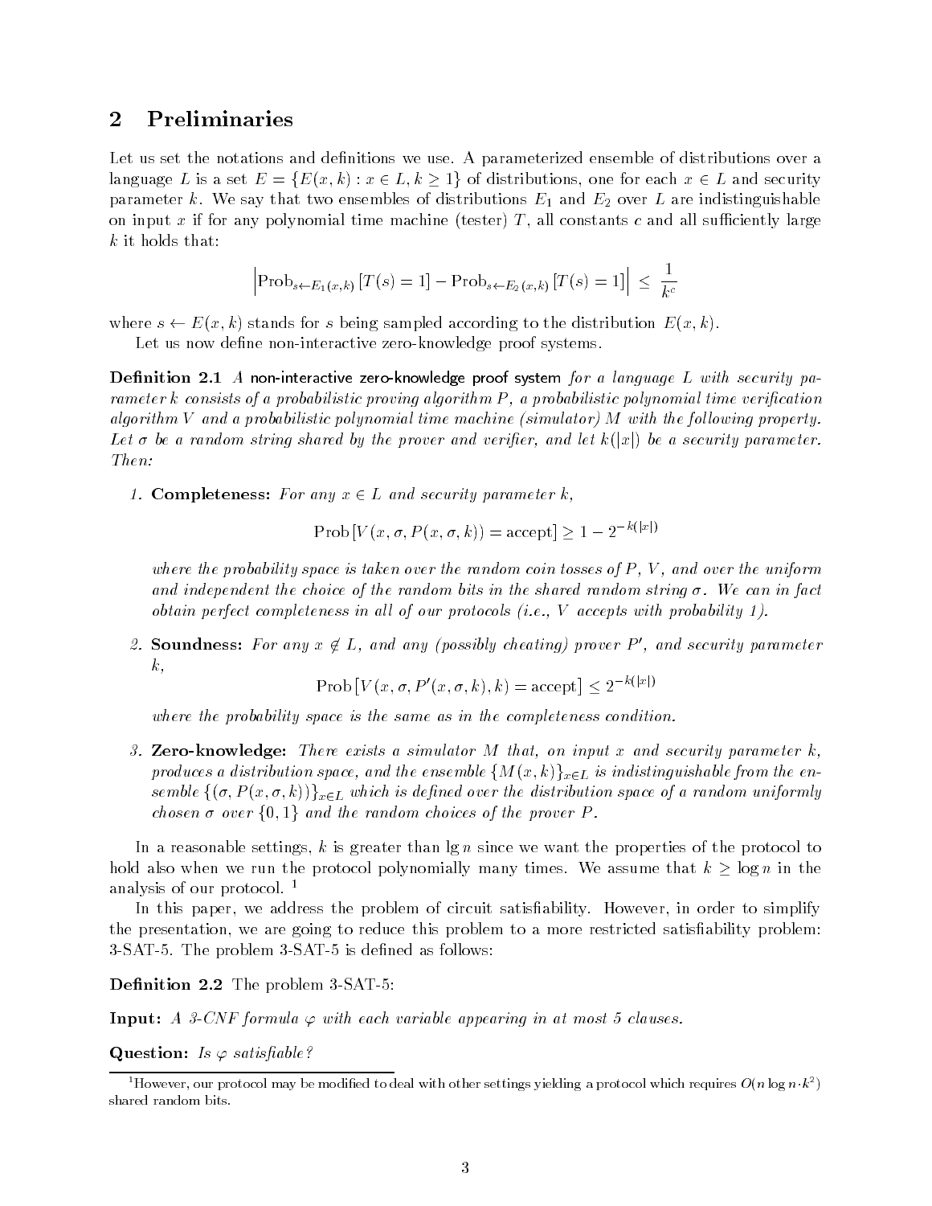## 2 Preliminaries

Let us set the notations and definitions we use. A parameterized ensemble of distributions over a language $L$ is a set $E = \{E(x,k) : x \in L, k \geq 1\}$ of distributions, one for each $x \in L$ and security parameter $k$. We say that two ensembles of distributions $E_1$ and $E_2$ over $L$ are indistinguishable on input $x$ if for any polynomial time machine (tester) $T$, all constants $c$ and all sufficiently large $k$ it holds that:

$$\left| \text{Prob}_{s \leftarrow E_1(x,k)} [T(s) = 1] - \text{Prob}_{s \leftarrow E_2(x,k)} [T(s) = 1] \right| \leq \frac{1}{k^c}$$

where $s \leftarrow E(x,k)$ stands for $s$ being sampled according to the distribution $E(x,k)$.

Let us now define non-interactive zero-knowledge proof systems.

**Definition 2.1** *A* non-interactive zero-knowledge proof system *for a language $L$ with security parameter $k$ consists of a probabilistic proving algorithm $P$, a probabilistic polynomial time verification algorithm $V$ and a probabilistic polynomial time machine (simulator) $M$ with the following property. Let $\sigma$ be a random string shared by the prover and verifier, and let $k(|x|)$ be a security parameter. Then:*

1. **Completeness:** *For any $x \in L$ and security parameter $k$,*

$$\text{Prob}\left[V(x, \sigma, P(x, \sigma, k)) = \text{accept}\right] \geq 1 - 2^{-k(|x|)}$$

*where the probability space is taken over the random coin tosses of $P$, $V$, and over the uniform and independent the choice of the random bits in the shared random string $\sigma$. We can in fact obtain perfect completeness in all of our protocols (i.e., $V$ accepts with probability 1).*

2. **Soundness:** *For any $x \notin L$, and any (possibly cheating) prover $P'$, and security parameter $k$,*

$$\text{Prob}\left[V(x, \sigma, P'(x, \sigma, k), k) = \text{accept}\right] \leq 2^{-k(|x|)}$$

*where the probability space is the same as in the completeness condition.*

3. **Zero-knowledge:** *There exists a simulator $M$ that, on input $x$ and security parameter $k$, produces a distribution space, and the ensemble $\{M(x,k)\}_{x \in L}$ is indistinguishable from the ensemble $\{(\sigma, P(x, \sigma, k))\}_{x \in L}$ which is defined over the distribution space of a random uniformly chosen $\sigma$ over $\{0,1\}$ and the random choices of the prover $P$.*

In a reasonable settings, $k$ is greater than $\lg n$ since we want the properties of the protocol to hold also when we run the protocol polynomially many times. We assume that $k \geq \log n$ in the analysis of our protocol. [1]

In this paper, we address the problem of circuit satisfiability. However, in order to simplify the presentation, we are going to reduce this problem to a more restricted satisfiability problem: 3-SAT-5. The problem 3-SAT-5 is defined as follows:

**Definition 2.2** The problem 3-SAT-5:

**Input:** *A 3-CNF formula $\varphi$ with each variable appearing in at most 5 clauses.*

**Question:** *Is $\varphi$ satisfiable?*

---

[1] However, our protocol may be modified to deal with other settings yielding a protocol which requires $O(n \log n \cdot k^2)$ shared random bits.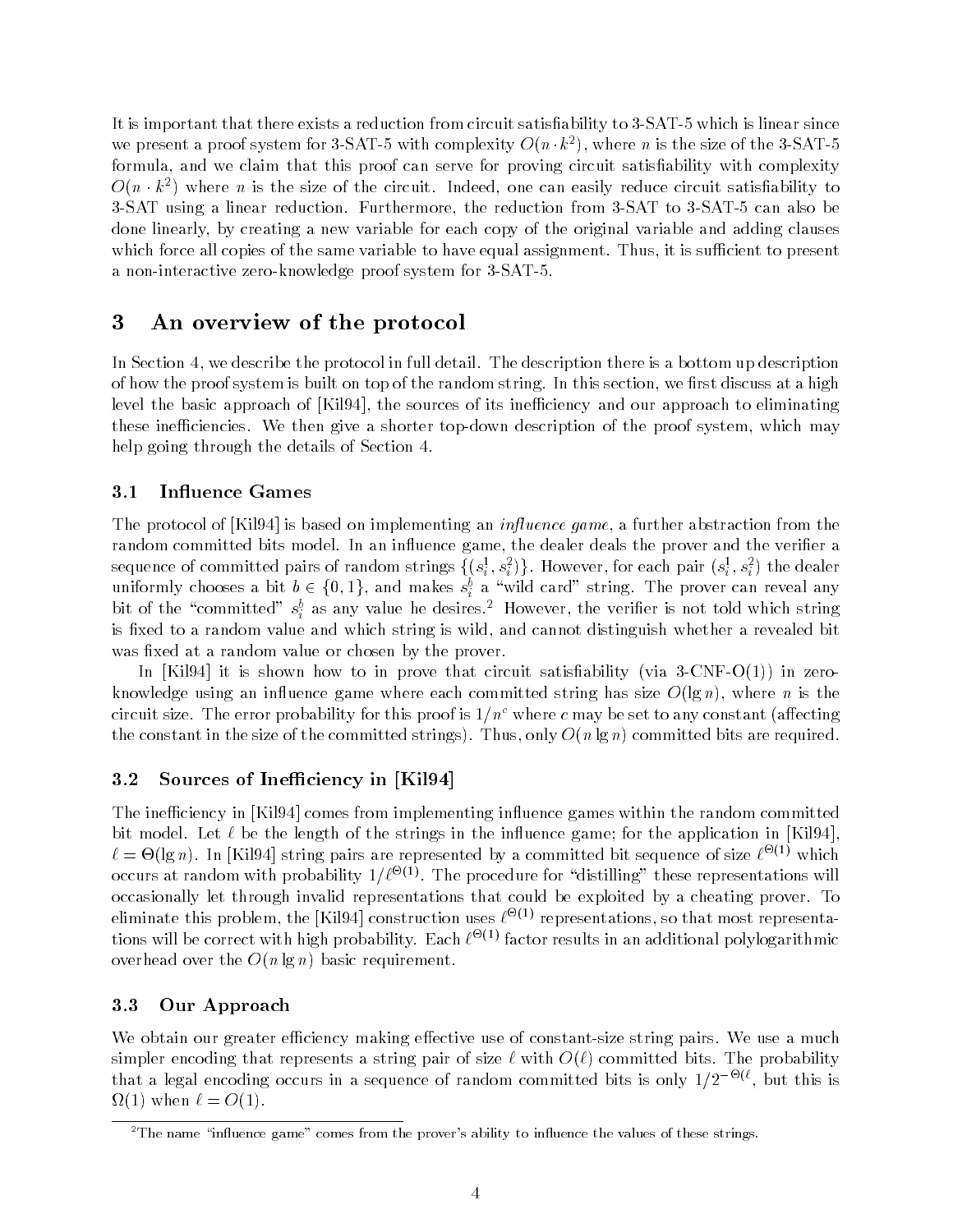It is important that there exists a reduction from circuit satisfiability to 3-SAT-5 which is linear since we present a proof system for 3-SAT-5 with complexity $O(n \cdot k^2)$, where $n$ is the size of the 3-SAT-5 formula, and we claim that this proof can serve for proving circuit satisfiability with complexity $O(n \cdot k^2)$ where $n$ is the size of the circuit. Indeed, one can easily reduce circuit satisfiability to 3-SAT using a linear reduction. Furthermore, the reduction from 3-SAT to 3-SAT-5 can also be done linearly, by creating a new variable for each copy of the original variable and adding clauses which force all copies of the same variable to have equal assignment. Thus, it is sufficient to present a non-interactive zero-knowledge proof system for 3-SAT-5.

# 3 An overview of the protocol

In Section 4, we describe the protocol in full detail. The description there is a bottom up description of how the proof system is built on top of the random string. In this section, we first discuss at a high level the basic approach of [Kil94], the sources of its inefficiency and our approach to eliminating these inefficiencies. We then give a shorter top-down description of the proof system, which may help going through the details of Section 4.

## 3.1 Influence Games

The protocol of [Kil94] is based on implementing an *influence game*, a further abstraction from the random committed bits model. In an influence game, the dealer deals the prover and the verifier a sequence of committed pairs of random strings $\{(s_i^1, s_i^2)\}$. However, for each pair $(s_i^1, s_i^2)$ the dealer uniformly chooses a bit $b \in \{0, 1\}$, and makes $s_i^b$ a "wild card" string. The prover can reveal any bit of the "committed" $s_i^b$ as any value he desires.[2] However, the verifier is not told which string is fixed to a random value and which string is wild, and cannot distinguish whether a revealed bit was fixed at a random value or chosen by the prover.

In [Kil94] it is shown how to in prove that circuit satisfiability (via 3-CNF-O(1)) in zero-knowledge using an influence game where each committed string has size $O(\lg n)$, where $n$ is the circuit size. The error probability for this proof is $1/n^c$ where $c$ may be set to any constant (affecting the constant in the size of the committed strings). Thus, only $O(n \lg n)$ committed bits are required.

## 3.2 Sources of Inefficiency in [Kil94]

The inefficiency in [Kil94] comes from implementing influence games within the random committed bit model. Let $\ell$ be the length of the strings in the influence game; for the application in [Kil94], $\ell = \Theta(\lg n)$. In [Kil94] string pairs are represented by a committed bit sequence of size $\ell^{\Theta(1)}$ which occurs at random with probability $1/\ell^{\Theta(1)}$. The procedure for "distilling" these representations will occasionally let through invalid representations that could be exploited by a cheating prover. To eliminate this problem, the [Kil94] construction uses $\ell^{\Theta(1)}$ representations, so that most representations will be correct with high probability. Each $\ell^{\Theta(1)}$ factor results in an additional polylogarithmic overhead over the $O(n \lg n)$ basic requirement.

## 3.3 Our Approach

We obtain our greater efficiency making effective use of constant-size string pairs. We use a much simpler encoding that represents a string pair of size $\ell$ with $O(\ell)$ committed bits. The probability that a legal encoding occurs in a sequence of random committed bits is only $1/2^{-\Theta(\ell}$, but this is $\Omega(1)$ when $\ell = O(1)$.

[2] The name "influence game" comes from the prover's ability to influence the values of these strings.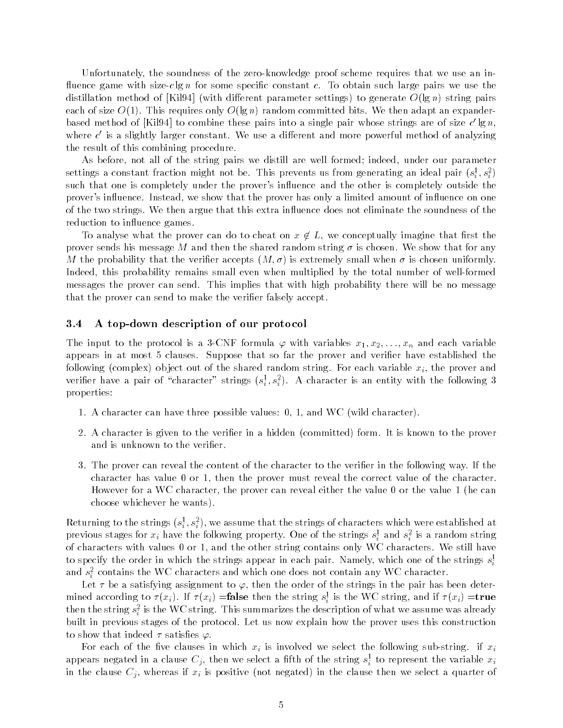Unfortunately, the soundness of the zero-knowledge proof scheme requires that we use an influence game with size-$c \lg n$ for some specific constant $c$. To obtain such large pairs we use the distillation method of [Kil94] (with different parameter settings) to generate $O(\lg n)$ string pairs each of size $O(1)$. This requires only $O(\lg n)$ random committed bits. We then adapt an expander-based method of [Kil94] to combine these pairs into a single pair whose strings are of size $c' \lg n$, where $c'$ is a slightly larger constant. We use a different and more powerful method of analyzing the result of this combining procedure.

As before, not all of the string pairs we distill are well formed; indeed, under our parameter settings a constant fraction might not be. This prevents us from generating an ideal pair $(s_i^1, s_i^2)$ such that one is completely under the prover's influence and the other is completely outside the prover's influence. Instead, we show that the prover has only a limited amount of influence on one of the two strings. We then argue that this extra influence does not eliminate the soundness of the reduction to influence games.

To analyse what the prover can do to cheat on $x \notin L$, we conceptually imagine that first the prover sends his message $M$ and then the shared random string $\sigma$ is chosen. We show that for any $M$ the probability that the verifier accepts $(M, \sigma)$ is extremely small when $\sigma$ is chosen uniformly. Indeed, this probability remains small even when multiplied by the total number of well-formed messages the prover can send. This implies that with high probability there will be no message that the prover can send to make the verifier falsely accept.

### 3.4 A top-down description of our protocol

The input to the protocol is a 3-CNF formula $\varphi$ with variables $x_1, x_2, \ldots, x_n$ and each variable appears in at most 5 clauses. Suppose that so far the prover and verifier have established the following (complex) object out of the shared random string. For each variable $x_i$, the prover and verifier have a pair of "character" strings $(s_i^1, s_i^2)$. A character is an entity with the following 3 properties:

1. A character can have three possible values: 0, 1, and WC (wild character).
2. A character is given to the verifier in a hidden (committed) form. It is known to the prover and is unknown to the verifier.
3. The prover can reveal the content of the character to the verifier in the following way. If the character has value 0 or 1, then the prover must reveal the correct value of the character. However for a WC character, the prover can reveal either the value 0 or the value 1 (he can choose whichever he wants).

Returning to the strings $(s_i^1, s_i^2)$, we assume that the strings of characters which were established at previous stages for $x_i$ have the following property. One of the strings $s_i^1$ and $s_i^2$ is a random string of characters with values 0 or 1, and the other string contains only WC characters. We still have to specify the order in which the strings appear in each pair. Namely, which one of the strings $s_i^1$ and $s_i^2$ contains the WC characters and which one does not contain any WC character.

Let $\tau$ be a satisfying assignment to $\varphi$, then the order of the strings in the pair has been determined according to $\tau(x_i)$. If $\tau(x_i) =$**false** then the string $s_i^1$ is the WC string, and if $\tau(x_i) =$**true** then the string $s_i^2$ is the WC string. This summarizes the description of what we assume was already built in previous stages of the protocol. Let us now explain how the prover uses this construction to show that indeed $\tau$ satisfies $\varphi$.

For each of the five clauses in which $x_i$ is involved we select the following sub-string. if $x_i$ appears negated in a clause $C_j$, then we select a fifth of the string $s_i^1$ to represent the variable $x_i$ in the clause $C_j$, whereas if $x_i$ is positive (not negated) in the clause then we select a quarter of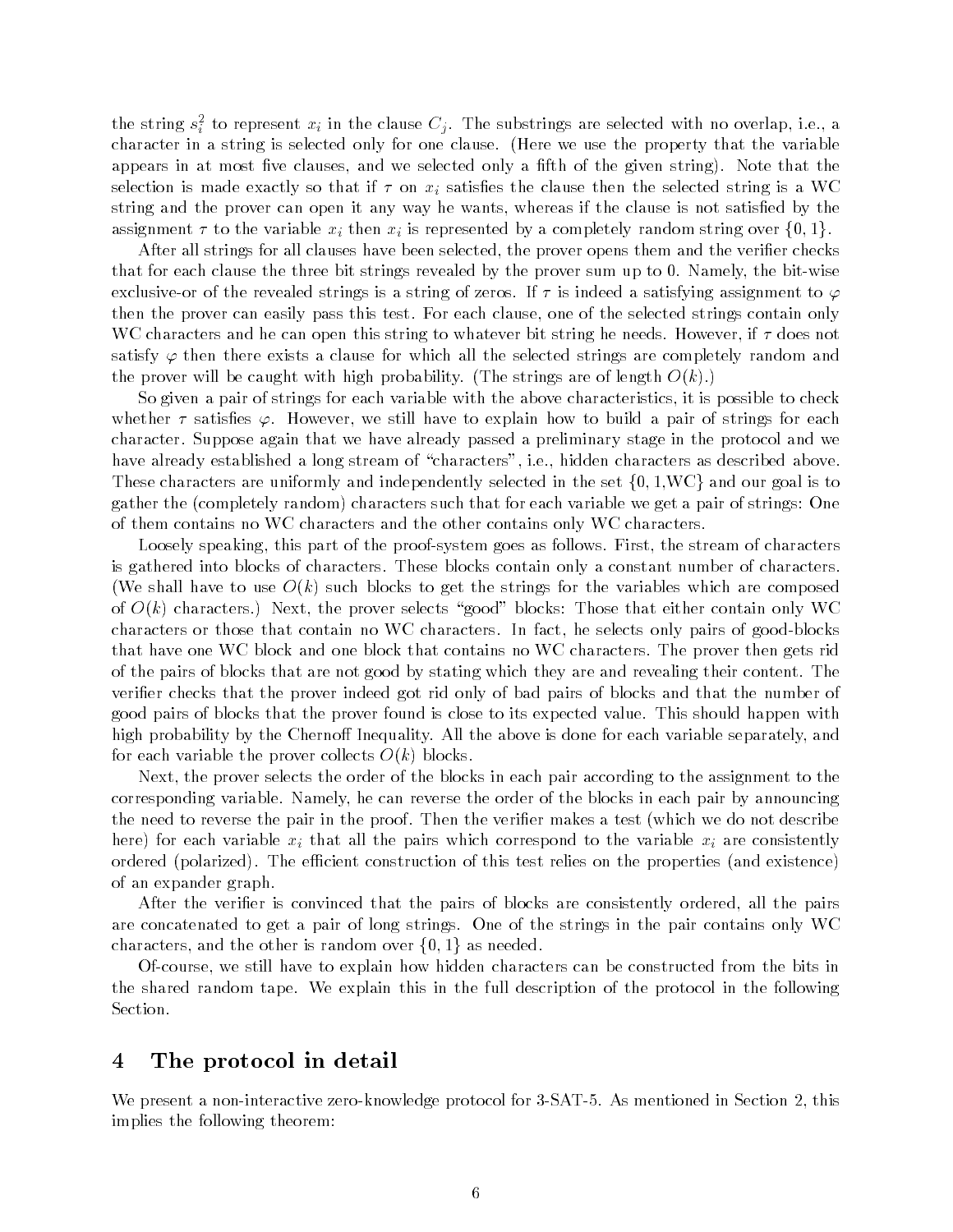the string $s_i^2$ to represent $x_i$ in the clause $C_j$. The substrings are selected with no overlap, i.e., a character in a string is selected only for one clause. (Here we use the property that the variable appears in at most five clauses, and we selected only a fifth of the given string). Note that the selection is made exactly so that if $\tau$ on $x_i$ satisfies the clause then the selected string is a WC string and the prover can open it any way he wants, whereas if the clause is not satisfied by the assignment $\tau$ to the variable $x_i$ then $x_i$ is represented by a completely random string over $\{0, 1\}$.

After all strings for all clauses have been selected, the prover opens them and the verifier checks that for each clause the three bit strings revealed by the prover sum up to 0. Namely, the bit-wise exclusive-or of the revealed strings is a string of zeros. If $\tau$ is indeed a satisfying assignment to $\varphi$ then the prover can easily pass this test. For each clause, one of the selected strings contain only WC characters and he can open this string to whatever bit string he needs. However, if $\tau$ does not satisfy $\varphi$ then there exists a clause for which all the selected strings are completely random and the prover will be caught with high probability. (The strings are of length $O(k)$.)

So given a pair of strings for each variable with the above characteristics, it is possible to check whether $\tau$ satisfies $\varphi$. However, we still have to explain how to build a pair of strings for each character. Suppose again that we have already passed a preliminary stage in the protocol and we have already established a long stream of "characters", i.e., hidden characters as described above. These characters are uniformly and independently selected in the set {0, 1,WC} and our goal is to gather the (completely random) characters such that for each variable we get a pair of strings: One of them contains no WC characters and the other contains only WC characters.

Loosely speaking, this part of the proof-system goes as follows. First, the stream of characters is gathered into blocks of characters. These blocks contain only a constant number of characters. (We shall have to use $O(k)$ such blocks to get the strings for the variables which are composed of $O(k)$ characters.) Next, the prover selects "good" blocks: Those that either contain only WC characters or those that contain no WC characters. In fact, he selects only pairs of good-blocks that have one WC block and one block that contains no WC characters. The prover then gets rid of the pairs of blocks that are not good by stating which they are and revealing their content. The verifier checks that the prover indeed got rid only of bad pairs of blocks and that the number of good pairs of blocks that the prover found is close to its expected value. This should happen with high probability by the Chernoff Inequality. All the above is done for each variable separately, and for each variable the prover collects $O(k)$ blocks.

Next, the prover selects the order of the blocks in each pair according to the assignment to the corresponding variable. Namely, he can reverse the order of the blocks in each pair by announcing the need to reverse the pair in the proof. Then the verifier makes a test (which we do not describe here) for each variable $x_i$ that all the pairs which correspond to the variable $x_i$ are consistently ordered (polarized). The efficient construction of this test relies on the properties (and existence) of an expander graph.

After the verifier is convinced that the pairs of blocks are consistently ordered, all the pairs are concatenated to get a pair of long strings. One of the strings in the pair contains only WC characters, and the other is random over $\{0, 1\}$ as needed.

Of-course, we still have to explain how hidden characters can be constructed from the bits in the shared random tape. We explain this in the full description of the protocol in the following Section.

# 4 The protocol in detail

We present a non-interactive zero-knowledge protocol for 3-SAT-5. As mentioned in Section 2, this implies the following theorem: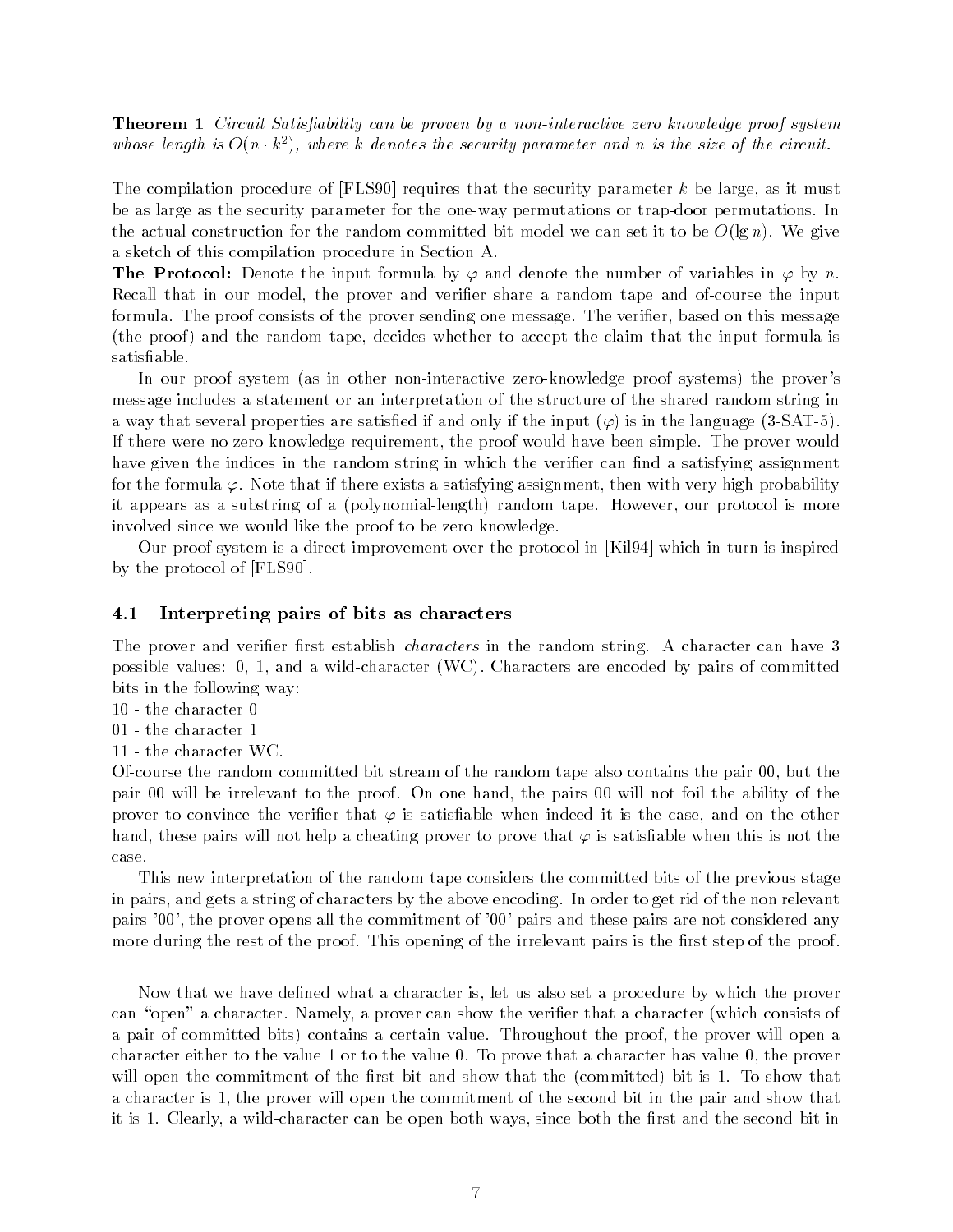**Theorem 1** *Circuit Satisfiability can be proven by a non-interactive zero knowledge proof system whose length is $O(n \cdot k^2)$, where $k$ denotes the security parameter and $n$ is the size of the circuit.*

The compilation procedure of [FLS90] requires that the security parameter $k$ be large, as it must be as large as the security parameter for the one-way permutations or trap-door permutations. In the actual construction for the random committed bit model we can set it to be $O(\lg n)$. We give a sketch of this compilation procedure in Section A.

**The Protocol:** Denote the input formula by $\varphi$ and denote the number of variables in $\varphi$ by $n$. Recall that in our model, the prover and verifier share a random tape and of-course the input formula. The proof consists of the prover sending one message. The verifier, based on this message (the proof) and the random tape, decides whether to accept the claim that the input formula is satisfiable.

In our proof system (as in other non-interactive zero-knowledge proof systems) the prover's message includes a statement or an interpretation of the structure of the shared random string in a way that several properties are satisfied if and only if the input ($\varphi$) is in the language (3-SAT-5). If there were no zero knowledge requirement, the proof would have been simple. The prover would have given the indices in the random string in which the verifier can find a satisfying assignment for the formula $\varphi$. Note that if there exists a satisfying assignment, then with very high probability it appears as a substring of a (polynomial-length) random tape. However, our protocol is more involved since we would like the proof to be zero knowledge.

Our proof system is a direct improvement over the protocol in [Kil94] which in turn is inspired by the protocol of [FLS90].

### 4.1 Interpreting pairs of bits as characters

The prover and verifier first establish *characters* in the random string. A character can have 3 possible values: 0, 1, and a wild-character (WC). Characters are encoded by pairs of committed bits in the following way:

10 - the character 0
01 - the character 1
11 - the character WC.

Of-course the random committed bit stream of the random tape also contains the pair 00, but the pair 00 will be irrelevant to the proof. On one hand, the pairs 00 will not foil the ability of the prover to convince the verifier that $\varphi$ is satisfiable when indeed it is the case, and on the other hand, these pairs will not help a cheating prover to prove that $\varphi$ is satisfiable when this is not the case.

This new interpretation of the random tape considers the committed bits of the previous stage in pairs, and gets a string of characters by the above encoding. In order to get rid of the non relevant pairs '00', the prover opens all the commitment of '00' pairs and these pairs are not considered any more during the rest of the proof. This opening of the irrelevant pairs is the first step of the proof.

Now that we have defined what a character is, let us also set a procedure by which the prover can "open" a character. Namely, a prover can show the verifier that a character (which consists of a pair of committed bits) contains a certain value. Throughout the proof, the prover will open a character either to the value 1 or to the value 0. To prove that a character has value 0, the prover will open the commitment of the first bit and show that the (committed) bit is 1. To show that a character is 1, the prover will open the commitment of the second bit in the pair and show that it is 1. Clearly, a wild-character can be open both ways, since both the first and the second bit in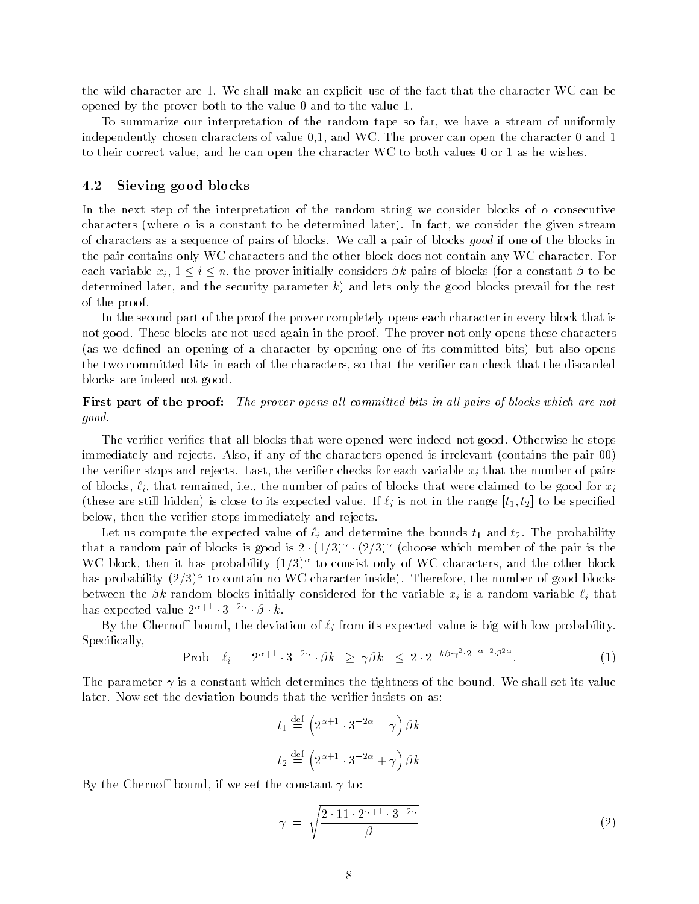the wild character are 1. We shall make an explicit use of the fact that the character WC can be opened by the prover both to the value 0 and to the value 1.

To summarize our interpretation of the random tape so far, we have a stream of uniformly independently chosen characters of value 0,1, and WC. The prover can open the character 0 and 1 to their correct value, and he can open the character WC to both values 0 or 1 as he wishes.

## 4.2 Sieving good blocks

In the next step of the interpretation of the random string we consider blocks of $\alpha$ consecutive characters (where $\alpha$ is a constant to be determined later). In fact, we consider the given stream of characters as a sequence of pairs of blocks. We call a pair of blocks *good* if one of the blocks in the pair contains only WC characters and the other block does not contain any WC character. For each variable $x_i$, $1 \leq i \leq n$, the prover initially considers $\beta k$ pairs of blocks (for a constant $\beta$ to be determined later, and the security parameter $k$) and lets only the good blocks prevail for the rest of the proof.

In the second part of the proof the prover completely opens each character in every block that is not good. These blocks are not used again in the proof. The prover not only opens these characters (as we defined an opening of a character by opening one of its committed bits) but also opens the two committed bits in each of the characters, so that the verifier can check that the discarded blocks are indeed not good.

**First part of the proof:** *The prover opens all committed bits in all pairs of blocks which are not good.*

The verifier verifies that all blocks that were opened were indeed not good. Otherwise he stops immediately and rejects. Also, if any of the characters opened is irrelevant (contains the pair 00) the verifier stops and rejects. Last, the verifier checks for each variable $x_i$ that the number of pairs of blocks, $\ell_i$, that remained, i.e., the number of pairs of blocks that were claimed to be good for $x_i$ (these are still hidden) is close to its expected value. If $\ell_i$ is not in the range $[t_1, t_2]$ to be specified below, then the verifier stops immediately and rejects.

Let us compute the expected value of $\ell_i$ and determine the bounds $t_1$ and $t_2$. The probability that a random pair of blocks is good is $2 \cdot (1/3)^\alpha \cdot (2/3)^\alpha$ (choose which member of the pair is the WC block, then it has probability $(1/3)^\alpha$ to consist only of WC characters, and the other block has probability $(2/3)^\alpha$ to contain no WC character inside). Therefore, the number of good blocks between the $\beta k$ random blocks initially considered for the variable $x_i$ is a random variable $\ell_i$ that has expected value $2^{\alpha+1} \cdot 3^{-2\alpha} \cdot \beta \cdot k$.

By the Chernoff bound, the deviation of $\ell_i$ from its expected value is big with low probability. Specifically,

$$\text{Prob}\left[\left|\ \ell_i \ - \ 2^{\alpha+1} \cdot 3^{-2\alpha} \cdot \beta k\right| \ \geq \ \gamma \beta k\right] \ \leq \ 2 \cdot 2^{-k\beta \cdot \gamma^2 \cdot 2^{-\alpha-2} \cdot 3^{2\alpha}}. \tag{1}$$

The parameter $\gamma$ is a constant which determines the tightness of the bound. We shall set its value later. Now set the deviation bounds that the verifier insists on as:

$$t_1 \stackrel{\text{def}}{=} \left(2^{\alpha+1} \cdot 3^{-2\alpha} - \gamma\right) \beta k$$

$$t_2 \stackrel{\text{def}}{=} \left(2^{\alpha+1} \cdot 3^{-2\alpha} + \gamma\right) \beta k$$

By the Chernoff bound, if we set the constant $\gamma$ to:

$$\gamma \ = \ \sqrt{\frac{2 \cdot 11 \cdot 2^{\alpha+1} \cdot 3^{-2\alpha}}{\beta}} \tag{2}$$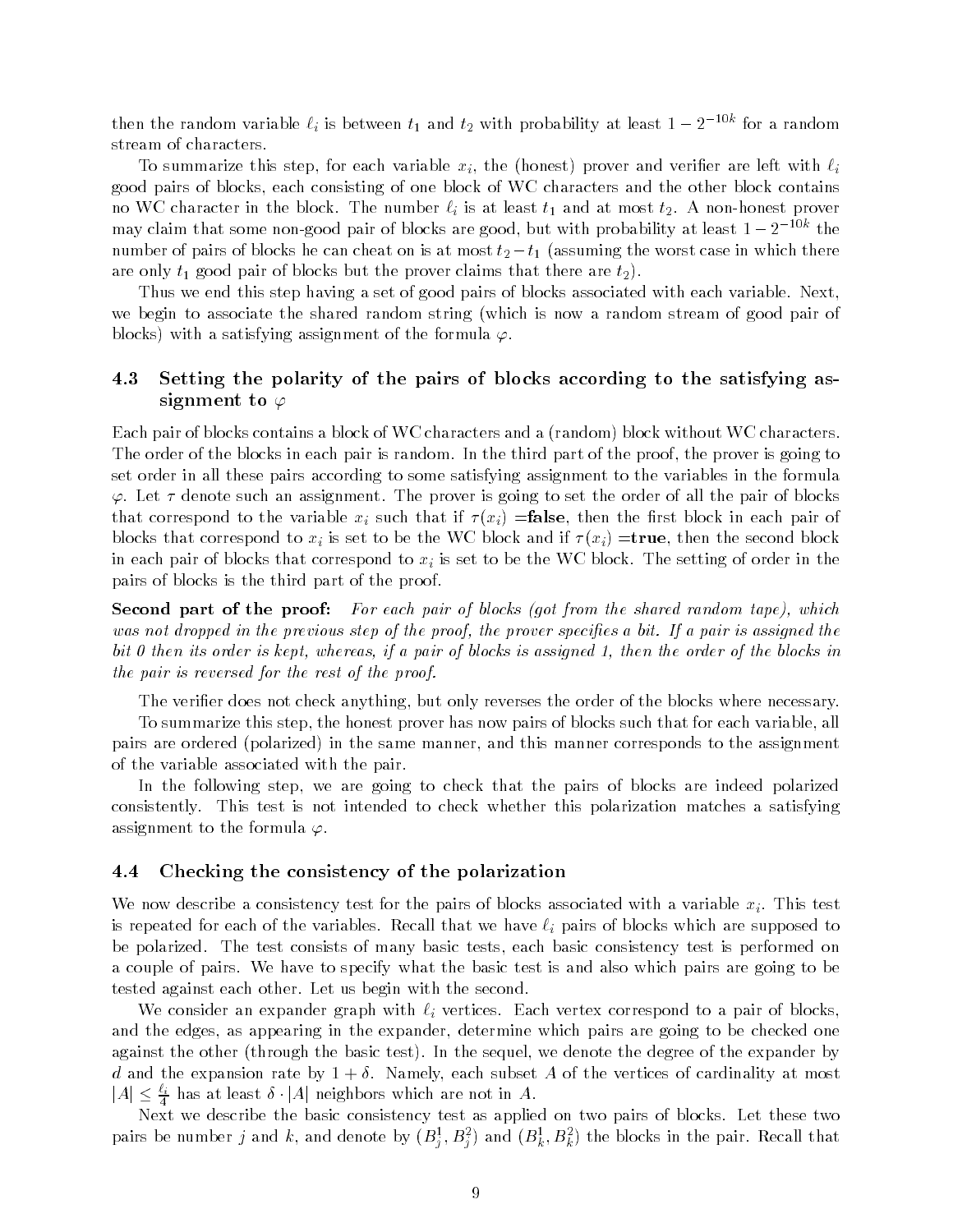then the random variable $\ell_i$ is between $t_1$ and $t_2$ with probability at least $1 - 2^{-10k}$ for a random stream of characters.

To summarize this step, for each variable $x_i$, the (honest) prover and verifier are left with $\ell_i$ good pairs of blocks, each consisting of one block of WC characters and the other block contains no WC character in the block. The number $\ell_i$ is at least $t_1$ and at most $t_2$. A non-honest prover may claim that some non-good pair of blocks are good, but with probability at least $1 - 2^{-10k}$ the number of pairs of blocks he can cheat on is at most $t_2 - t_1$ (assuming the worst case in which there are only $t_1$ good pair of blocks but the prover claims that there are $t_2$).

Thus we end this step having a set of good pairs of blocks associated with each variable. Next, we begin to associate the shared random string (which is now a random stream of good pair of blocks) with a satisfying assignment of the formula $\varphi$.

### 4.3 Setting the polarity of the pairs of blocks according to the satisfying assignment to $\varphi$

Each pair of blocks contains a block of WC characters and a (random) block without WC characters. The order of the blocks in each pair is random. In the third part of the proof, the prover is going to set order in all these pairs according to some satisfying assignment to the variables in the formula $\varphi$. Let $\tau$ denote such an assignment. The prover is going to set the order of all the pair of blocks that correspond to the variable $x_i$ such that if $\tau(x_i)$ =**false**, then the first block in each pair of blocks that correspond to $x_i$ is set to be the WC block and if $\tau(x_i)$ =**true**, then the second block in each pair of blocks that correspond to $x_i$ is set to be the WC block. The setting of order in the pairs of blocks is the third part of the proof.

**Second part of the proof:** *For each pair of blocks (got from the shared random tape), which was not dropped in the previous step of the proof, the prover specifies a bit. If a pair is assigned the bit 0 then its order is kept, whereas, if a pair of blocks is assigned 1, then the order of the blocks in the pair is reversed for the rest of the proof.*

The verifier does not check anything, but only reverses the order of the blocks where necessary.

To summarize this step, the honest prover has now pairs of blocks such that for each variable, all pairs are ordered (polarized) in the same manner, and this manner corresponds to the assignment of the variable associated with the pair.

In the following step, we are going to check that the pairs of blocks are indeed polarized consistently. This test is not intended to check whether this polarization matches a satisfying assignment to the formula $\varphi$.

### 4.4 Checking the consistency of the polarization

We now describe a consistency test for the pairs of blocks associated with a variable $x_i$. This test is repeated for each of the variables. Recall that we have $\ell_i$ pairs of blocks which are supposed to be polarized. The test consists of many basic tests, each basic consistency test is performed on a couple of pairs. We have to specify what the basic test is and also which pairs are going to be tested against each other. Let us begin with the second.

We consider an expander graph with $\ell_i$ vertices. Each vertex correspond to a pair of blocks, and the edges, as appearing in the expander, determine which pairs are going to be checked one against the other (through the basic test). In the sequel, we denote the degree of the expander by $d$ and the expansion rate by $1 + \delta$. Namely, each subset $A$ of the vertices of cardinality at most $|A| \leq \frac{\ell_i}{4}$ has at least $\delta \cdot |A|$ neighbors which are not in $A$.

Next we describe the basic consistency test as applied on two pairs of blocks. Let these two pairs be number $j$ and $k$, and denote by $(B_j^1, B_j^2)$ and $(B_k^1, B_k^2)$ the blocks in the pair. Recall that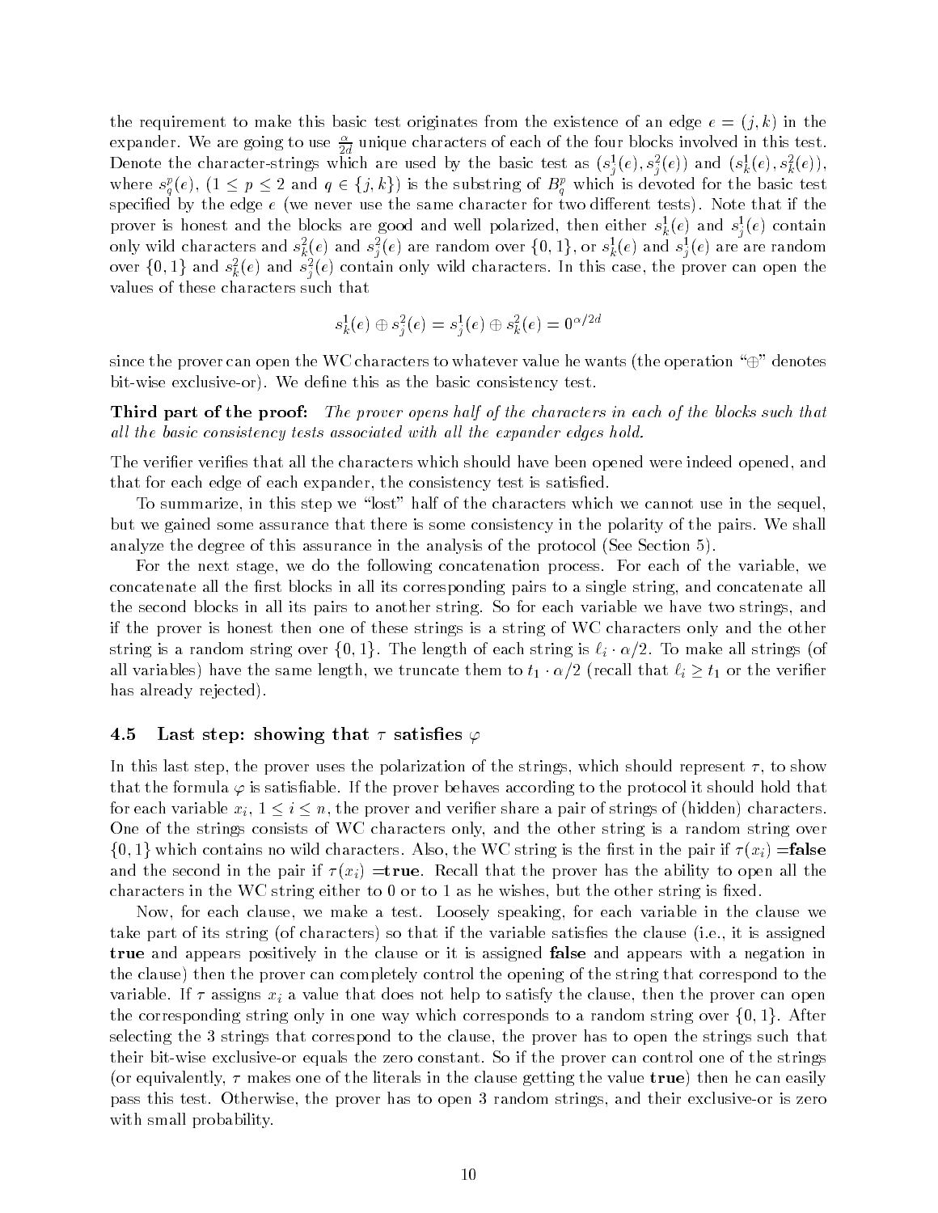the requirement to make this basic test originates from the existence of an edge $e = (j, k)$ in the expander. We are going to use $\frac{\alpha}{2d}$ unique characters of each of the four blocks involved in this test. Denote the character-strings which are used by the basic test as $(s_j^1(e), s_j^2(e))$ and $(s_k^1(e), s_k^2(e))$, where $s_q^p(e)$, $(1 \le p \le 2$ and $q \in \{j, k\})$ is the substring of $B_q^p$ which is devoted for the basic test specified by the edge $e$ (we never use the same character for two different tests). Note that if the prover is honest and the blocks are good and well polarized, then either $s_k^1(e)$ and $s_j^1(e)$ contain only wild characters and $s_k^2(e)$ and $s_j^2(e)$ are random over $\{0, 1\}$, or $s_k^1(e)$ and $s_j^1(e)$ are are random over $\{0, 1\}$ and $s_k^2(e)$ and $s_j^2(e)$ contain only wild characters. In this case, the prover can open the values of these characters such that

$$s_k^1(e) \oplus s_j^2(e) = s_j^1(e) \oplus s_k^2(e) = 0^{\alpha/2d}$$

since the prover can open the WC characters to whatever value he wants (the operation "$\oplus$" denotes bit-wise exclusive-or). We define this as the basic consistency test.

**Third part of the proof:** *The prover opens half of the characters in each of the blocks such that all the basic consistency tests associated with all the expander edges hold.*

The verifier verifies that all the characters which should have been opened were indeed opened, and that for each edge of each expander, the consistency test is satisfied.

To summarize, in this step we "lost" half of the characters which we cannot use in the sequel, but we gained some assurance that there is some consistency in the polarity of the pairs. We shall analyze the degree of this assurance in the analysis of the protocol (See Section 5).

For the next stage, we do the following concatenation process. For each of the variable, we concatenate all the first blocks in all its corresponding pairs to a single string, and concatenate all the second blocks in all its pairs to another string. So for each variable we have two strings, and if the prover is honest then one of these strings is a string of WC characters only and the other string is a random string over $\{0, 1\}$. The length of each string is $\ell_i \cdot \alpha/2$. To make all strings (of all variables) have the same length, we truncate them to $t_1 \cdot \alpha/2$ (recall that $\ell_i \ge t_1$ or the verifier has already rejected).

### 4.5 Last step: showing that $\tau$ satisfies $\varphi$

In this last step, the prover uses the polarization of the strings, which should represent $\tau$, to show that the formula $\varphi$ is satisfiable. If the prover behaves according to the protocol it should hold that for each variable $x_i$, $1 \le i \le n$, the prover and verifier share a pair of strings of (hidden) characters. One of the strings consists of WC characters only, and the other string is a random string over $\{0, 1\}$ which contains no wild characters. Also, the WC string is the first in the pair if $\tau(x_i) =$**false** and the second in the pair if $\tau(x_i) =$**true**. Recall that the prover has the ability to open all the characters in the WC string either to 0 or to 1 as he wishes, but the other string is fixed.

Now, for each clause, we make a test. Loosely speaking, for each variable in the clause we take part of its string (of characters) so that if the variable satisfies the clause (i.e., it is assigned **true** and appears positively in the clause or it is assigned **false** and appears with a negation in the clause) then the prover can completely control the opening of the string that correspond to the variable. If $\tau$ assigns $x_i$ a value that does not help to satisfy the clause, then the prover can open the corresponding string only in one way which corresponds to a random string over $\{0, 1\}$. After selecting the 3 strings that correspond to the clause, the prover has to open the strings such that their bit-wise exclusive-or equals the zero constant. So if the prover can control one of the strings (or equivalently, $\tau$ makes one of the literals in the clause getting the value **true**) then he can easily pass this test. Otherwise, the prover has to open 3 random strings, and their exclusive-or is zero with small probability.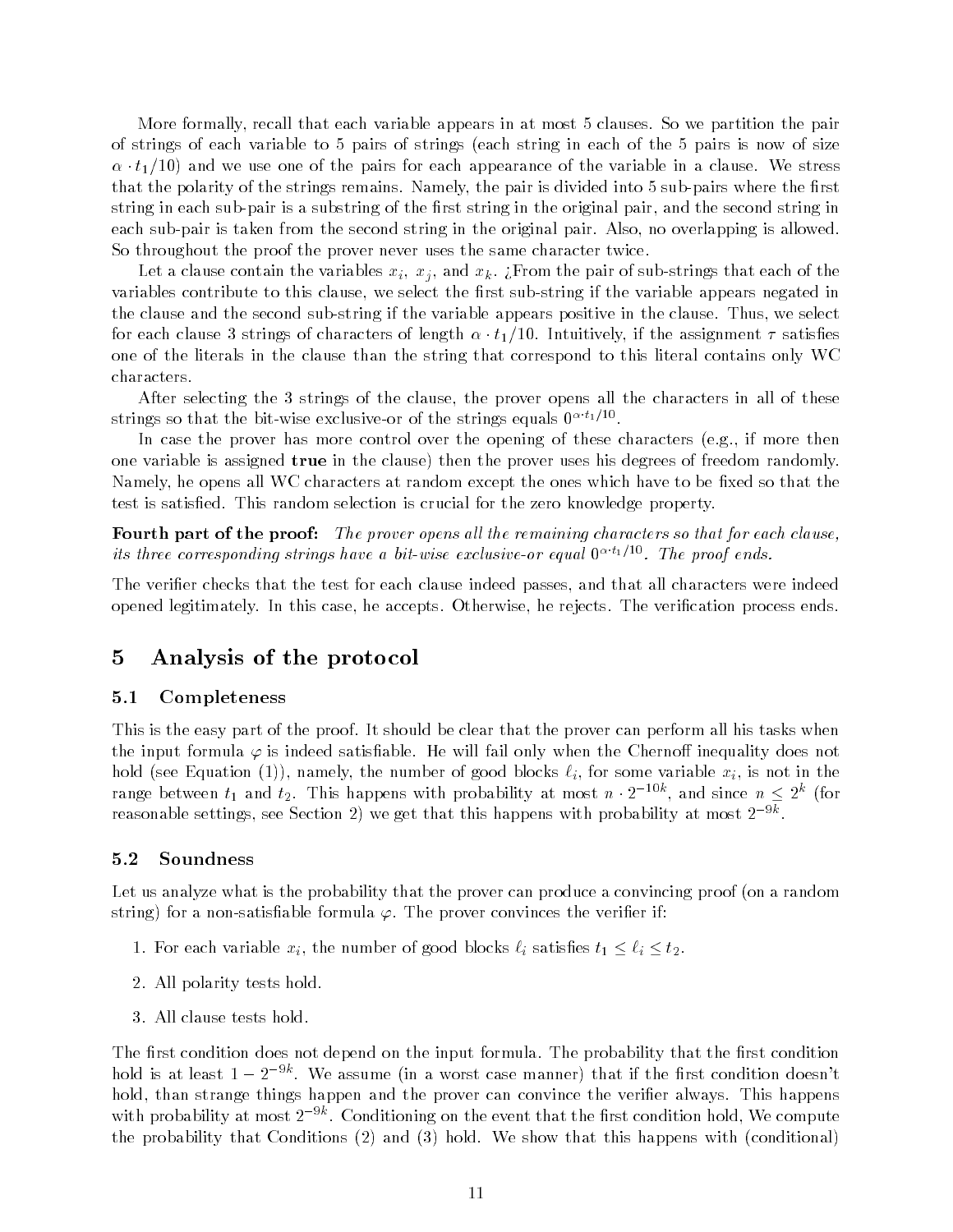More formally, recall that each variable appears in at most 5 clauses. So we partition the pair of strings of each variable to 5 pairs of strings (each string in each of the 5 pairs is now of size $\alpha \cdot t_1/10$) and we use one of the pairs for each appearance of the variable in a clause. We stress that the polarity of the strings remains. Namely, the pair is divided into 5 sub-pairs where the first string in each sub-pair is a substring of the first string in the original pair, and the second string in each sub-pair is taken from the second string in the original pair. Also, no overlapping is allowed. So throughout the proof the prover never uses the same character twice.

Let a clause contain the variables $x_i$, $x_j$, and $x_k$. ¿From the pair of sub-strings that each of the variables contribute to this clause, we select the first sub-string if the variable appears negated in the clause and the second sub-string if the variable appears positive in the clause. Thus, we select for each clause 3 strings of characters of length $\alpha \cdot t_1/10$. Intuitively, if the assignment $\tau$ satisfies one of the literals in the clause than the string that correspond to this literal contains only WC characters.

After selecting the 3 strings of the clause, the prover opens all the characters in all of these strings so that the bit-wise exclusive-or of the strings equals $0^{\alpha \cdot t_1/10}$.

In case the prover has more control over the opening of these characters (e.g., if more then one variable is assigned **true** in the clause) then the prover uses his degrees of freedom randomly. Namely, he opens all WC characters at random except the ones which have to be fixed so that the test is satisfied. This random selection is crucial for the zero knowledge property.

**Fourth part of the proof:** *The prover opens all the remaining characters so that for each clause, its three corresponding strings have a bit-wise exclusive-or equal $0^{\alpha \cdot t_1/10}$. The proof ends.*

The verifier checks that the test for each clause indeed passes, and that all characters were indeed opened legitimately. In this case, he accepts. Otherwise, he rejects. The verification process ends.

# 5 Analysis of the protocol

## 5.1 Completeness

This is the easy part of the proof. It should be clear that the prover can perform all his tasks when the input formula $\varphi$ is indeed satisfiable. He will fail only when the Chernoff inequality does not hold (see Equation (1)), namely, the number of good blocks $\ell_i$, for some variable $x_i$, is not in the range between $t_1$ and $t_2$. This happens with probability at most $n \cdot 2^{-10k}$, and since $n \le 2^k$ (for reasonable settings, see Section 2) we get that this happens with probability at most $2^{-9k}$.

## 5.2 Soundness

Let us analyze what is the probability that the prover can produce a convincing proof (on a random string) for a non-satisfiable formula $\varphi$. The prover convinces the verifier if:

1. For each variable $x_i$, the number of good blocks $\ell_i$ satisfies $t_1 \le \ell_i \le t_2$.
2. All polarity tests hold.
3. All clause tests hold.

The first condition does not depend on the input formula. The probability that the first condition hold is at least $1 - 2^{-9k}$. We assume (in a worst case manner) that if the first condition doesn't hold, than strange things happen and the prover can convince the verifier always. This happens with probability at most $2^{-9k}$. Conditioning on the event that the first condition hold, We compute the probability that Conditions (2) and (3) hold. We show that this happens with (conditional)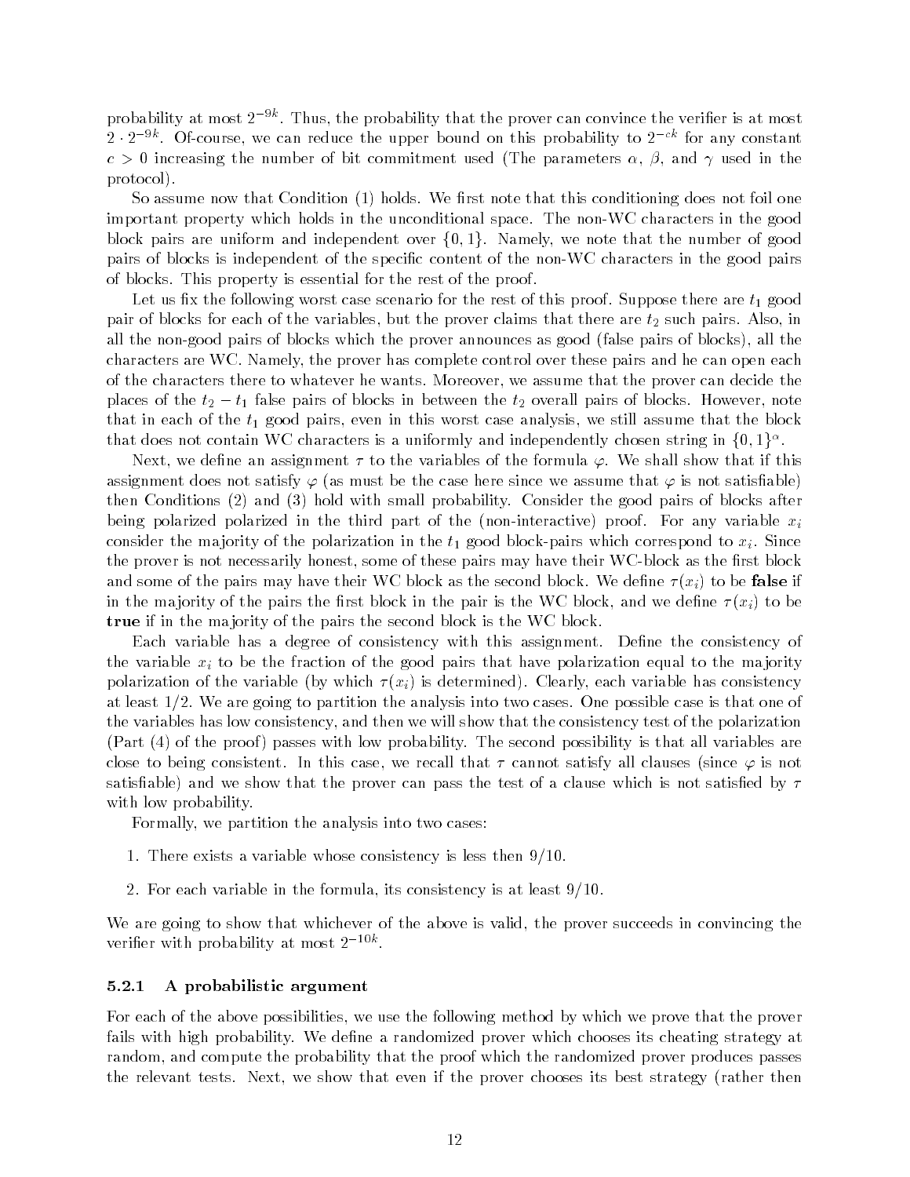probability at most $2^{-9k}$. Thus, the probability that the prover can convince the verifier is at most $2 \cdot 2^{-9k}$. Of-course, we can reduce the upper bound on this probability to $2^{-ck}$ for any constant $c > 0$ increasing the number of bit commitment used (The parameters $\alpha$, $\beta$, and $\gamma$ used in the protocol).

So assume now that Condition (1) holds. We first note that this conditioning does not foil one important property which holds in the unconditional space. The non-WC characters in the good block pairs are uniform and independent over $\{0, 1\}$. Namely, we note that the number of good pairs of blocks is independent of the specific content of the non-WC characters in the good pairs of blocks. This property is essential for the rest of the proof.

Let us fix the following worst case scenario for the rest of this proof. Suppose there are $t_1$ good pair of blocks for each of the variables, but the prover claims that there are $t_2$ such pairs. Also, in all the non-good pairs of blocks which the prover announces as good (false pairs of blocks), all the characters are WC. Namely, the prover has complete control over these pairs and he can open each of the characters there to whatever he wants. Moreover, we assume that the prover can decide the places of the $t_2 - t_1$ false pairs of blocks in between the $t_2$ overall pairs of blocks. However, note that in each of the $t_1$ good pairs, even in this worst case analysis, we still assume that the block that does not contain WC characters is a uniformly and independently chosen string in $\{0, 1\}^\alpha$.

Next, we define an assignment $\tau$ to the variables of the formula $\varphi$. We shall show that if this assignment does not satisfy $\varphi$ (as must be the case here since we assume that $\varphi$ is not satisfiable) then Conditions (2) and (3) hold with small probability. Consider the good pairs of blocks after being polarized polarized in the third part of the (non-interactive) proof. For any variable $x_i$ consider the majority of the polarization in the $t_1$ good block-pairs which correspond to $x_i$. Since the prover is not necessarily honest, some of these pairs may have their WC-block as the first block and some of the pairs may have their WC block as the second block. We define $\tau(x_i)$ to be **false** if in the majority of the pairs the first block in the pair is the WC block, and we define $\tau(x_i)$ to be **true** if in the majority of the pairs the second block is the WC block.

Each variable has a degree of consistency with this assignment. Define the consistency of the variable $x_i$ to be the fraction of the good pairs that have polarization equal to the majority polarization of the variable (by which $\tau(x_i)$ is determined). Clearly, each variable has consistency at least $1/2$. We are going to partition the analysis into two cases. One possible case is that one of the variables has low consistency, and then we will show that the consistency test of the polarization (Part (4) of the proof) passes with low probability. The second possibility is that all variables are close to being consistent. In this case, we recall that $\tau$ cannot satisfy all clauses (since $\varphi$ is not satisfiable) and we show that the prover can pass the test of a clause which is not satisfied by $\tau$ with low probability.

Formally, we partition the analysis into two cases:

1. There exists a variable whose consistency is less then $9/10$.
2. For each variable in the formula, its consistency is at least $9/10$.

We are going to show that whichever of the above is valid, the prover succeeds in convincing the verifier with probability at most $2^{-10k}$.

### 5.2.1 A probabilistic argument

For each of the above possibilities, we use the following method by which we prove that the prover fails with high probability. We define a randomized prover which chooses its cheating strategy at random, and compute the probability that the proof which the randomized prover produces passes the relevant tests. Next, we show that even if the prover chooses its best strategy (rather then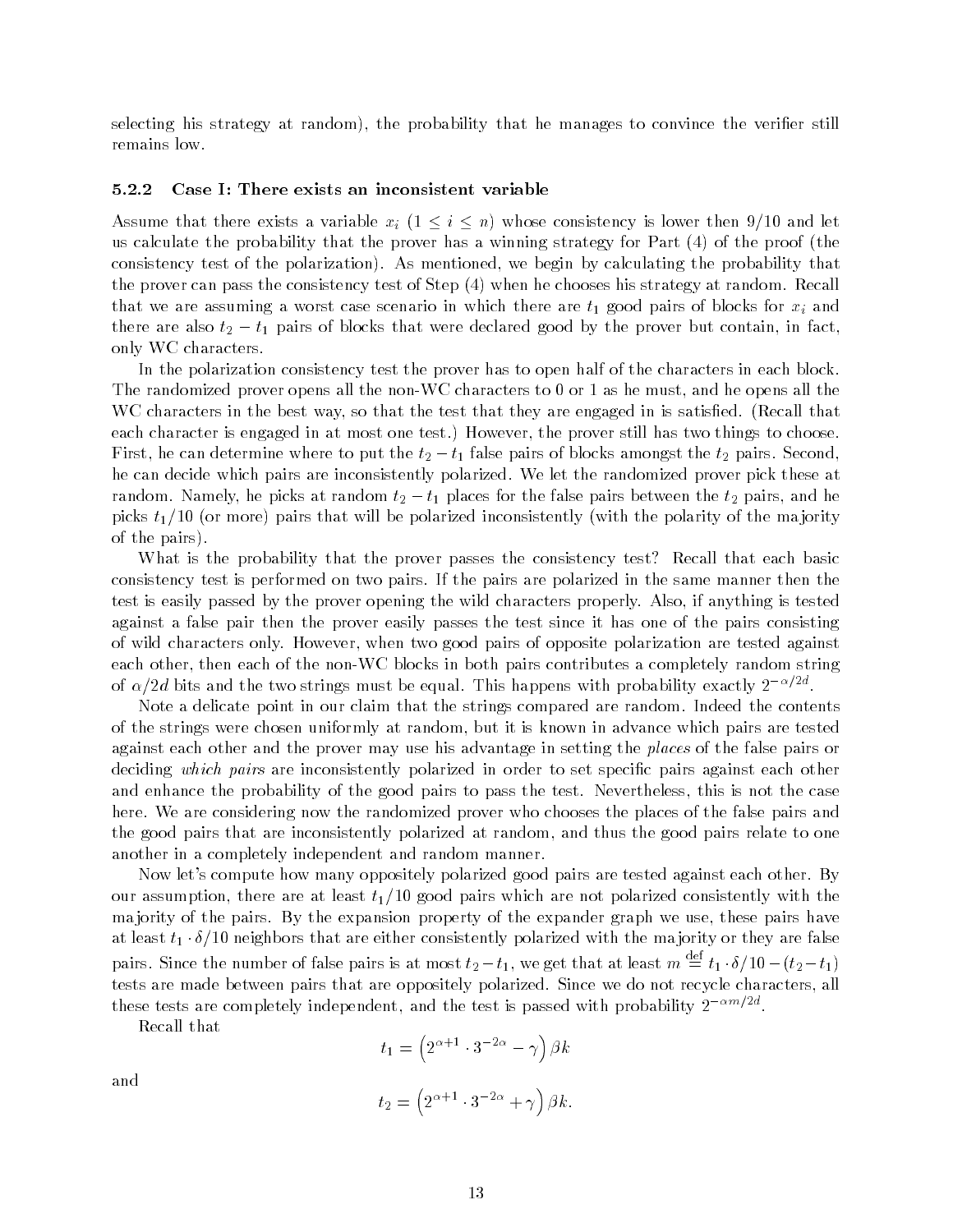selecting his strategy at random), the probability that he manages to convince the verifier still remains low.

### 5.2.2 Case I: There exists an inconsistent variable

Assume that there exists a variable $x_i$ ($1 \leq i \leq n$) whose consistency is lower then $9/10$ and let us calculate the probability that the prover has a winning strategy for Part (4) of the proof (the consistency test of the polarization). As mentioned, we begin by calculating the probability that the prover can pass the consistency test of Step (4) when he chooses his strategy at random. Recall that we are assuming a worst case scenario in which there are $t_1$ good pairs of blocks for $x_i$ and there are also $t_2 - t_1$ pairs of blocks that were declared good by the prover but contain, in fact, only WC characters.

In the polarization consistency test the prover has to open half of the characters in each block. The randomized prover opens all the non-WC characters to 0 or 1 as he must, and he opens all the WC characters in the best way, so that the test that they are engaged in is satisfied. (Recall that each character is engaged in at most one test.) However, the prover still has two things to choose. First, he can determine where to put the $t_2 - t_1$ false pairs of blocks amongst the $t_2$ pairs. Second, he can decide which pairs are inconsistently polarized. We let the randomized prover pick these at random. Namely, he picks at random $t_2 - t_1$ places for the false pairs between the $t_2$ pairs, and he picks $t_1/10$ (or more) pairs that will be polarized inconsistently (with the polarity of the majority of the pairs).

What is the probability that the prover passes the consistency test? Recall that each basic consistency test is performed on two pairs. If the pairs are polarized in the same manner then the test is easily passed by the prover opening the wild characters properly. Also, if anything is tested against a false pair then the prover easily passes the test since it has one of the pairs consisting of wild characters only. However, when two good pairs of opposite polarization are tested against each other, then each of the non-WC blocks in both pairs contributes a completely random string of $\alpha/2d$ bits and the two strings must be equal. This happens with probability exactly $2^{-\alpha/2d}$.

Note a delicate point in our claim that the strings compared are random. Indeed the contents of the strings were chosen uniformly at random, but it is known in advance which pairs are tested against each other and the prover may use his advantage in setting the *places* of the false pairs or deciding *which pairs* are inconsistently polarized in order to set specific pairs against each other and enhance the probability of the good pairs to pass the test. Nevertheless, this is not the case here. We are considering now the randomized prover who chooses the places of the false pairs and the good pairs that are inconsistently polarized at random, and thus the good pairs relate to one another in a completely independent and random manner.

Now let's compute how many oppositely polarized good pairs are tested against each other. By our assumption, there are at least $t_1/10$ good pairs which are not polarized consistently with the majority of the pairs. By the expansion property of the expander graph we use, these pairs have at least $t_1 \cdot \delta/10$ neighbors that are either consistently polarized with the majority or they are false pairs. Since the number of false pairs is at most $t_2 - t_1$, we get that at least $m \stackrel{\text{def}}{=} t_1 \cdot \delta/10 - (t_2 - t_1)$ tests are made between pairs that are oppositely polarized. Since we do not recycle characters, all these tests are completely independent, and the test is passed with probability $2^{-\alpha m/2d}$.

Recall that

$$t_1 = \left(2^{\alpha+1} \cdot 3^{-2\alpha} - \gamma\right) \beta k$$

and

$$t_2 = \left(2^{\alpha+1} \cdot 3^{-2\alpha} + \gamma\right) \beta k.$$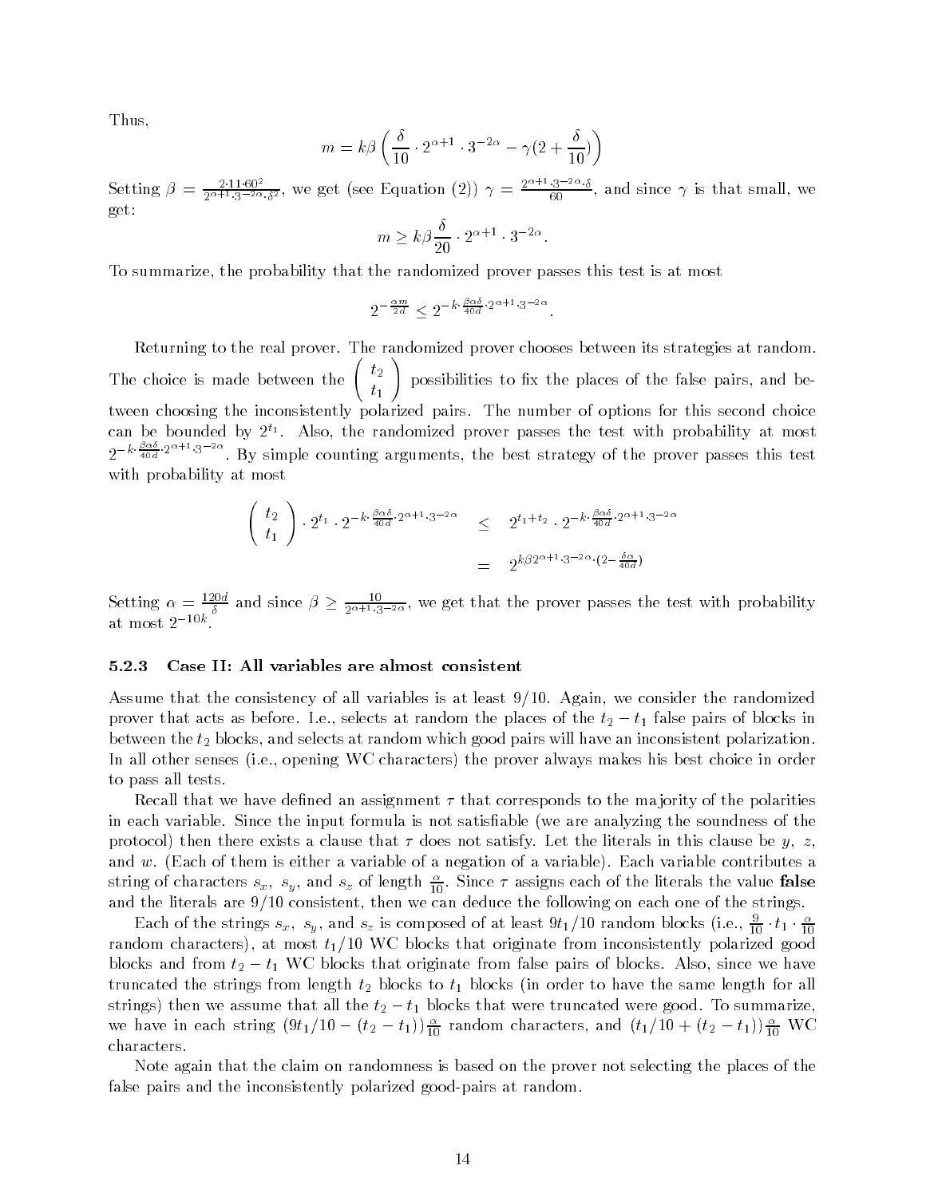Thus,

$$m = k\beta \left( \frac{\delta}{10} \cdot 2^{\alpha+1} \cdot 3^{-2\alpha} - \gamma(2 + \frac{\delta}{10}) \right)$$

Setting $\beta = \frac{2 \cdot 11 \cdot 60^2}{2^{\alpha+1} \cdot 3^{-2\alpha} \cdot \delta^2}$, we get (see Equation (2)) $\gamma = \frac{2^{\alpha+1} \cdot 3^{-2\alpha} \cdot \delta}{60}$, and since $\gamma$ is that small, we get:

$$m \geq k\beta \frac{\delta}{20} \cdot 2^{\alpha+1} \cdot 3^{-2\alpha}.$$

To summarize, the probability that the randomized prover passes this test is at most

$$2^{-\frac{\alpha m}{2d}} \leq 2^{-k \cdot \frac{\beta \alpha \delta}{40d} \cdot 2^{\alpha+1} \cdot 3^{-2\alpha}}.$$

Returning to the real prover. The randomized prover chooses between its strategies at random. The choice is made between the $\binom{t_2}{t_1}$ possibilities to fix the places of the false pairs, and between choosing the inconsistently polarized pairs. The number of options for this second choice can be bounded by $2^{t_1}$. Also, the randomized prover passes the test with probability at most $2^{-k \cdot \frac{\beta \alpha \delta}{40d} \cdot 2^{\alpha+1} \cdot 3^{-2\alpha}}$. By simple counting arguments, the best strategy of the prover passes this test with probability at most

$$\begin{aligned} \binom{t_2}{t_1} \cdot 2^{t_1} \cdot 2^{-k \cdot \frac{\beta \alpha \delta}{40d} \cdot 2^{\alpha+1} \cdot 3^{-2\alpha}} &\leq 2^{t_1 + t_2} \cdot 2^{-k \cdot \frac{\beta \alpha \delta}{40d} \cdot 2^{\alpha+1} \cdot 3^{-2\alpha}} \\ &= 2^{k\beta 2^{\alpha+1} \cdot 3^{-2\alpha} \cdot (2 - \frac{\delta \alpha}{40d})} \end{aligned}$$

Setting $\alpha = \frac{120d}{\delta}$ and since $\beta \geq \frac{10}{2^{\alpha+1} \cdot 3^{-2\alpha}}$, we get that the prover passes the test with probability at most $2^{-10k}$.

### 5.2.3 Case II: All variables are almost consistent

Assume that the consistency of all variables is at least $9/10$. Again, we consider the randomized prover that acts as before. I.e., selects at random the places of the $t_2 - t_1$ false pairs of blocks in between the $t_2$ blocks, and selects at random which good pairs will have an inconsistent polarization. In all other senses (i.e., opening WC characters) the prover always makes his best choice in order to pass all tests.

Recall that we have defined an assignment $\tau$ that corresponds to the majority of the polarities in each variable. Since the input formula is not satisfiable (we are analyzing the soundness of the protocol) then there exists a clause that $\tau$ does not satisfy. Let the literals in this clause be $y$, $z$, and $w$. (Each of them is either a variable of a negation of a variable). Each variable contributes a string of characters $s_x$, $s_y$, and $s_z$ of length $\frac{\alpha}{10}$. Since $\tau$ assigns each of the literals the value **false** and the literals are $9/10$ consistent, then we can deduce the following on each one of the strings.

Each of the strings $s_x$, $s_y$, and $s_z$ is composed of at least $9t_1/10$ random blocks (i.e., $\frac{9}{10} \cdot t_1 \cdot \frac{\alpha}{10}$ random characters), at most $t_1/10$ WC blocks that originate from inconsistently polarized good blocks and from $t_2 - t_1$ WC blocks that originate from false pairs of blocks. Also, since we have truncated the strings from length $t_2$ blocks to $t_1$ blocks (in order to have the same length for all strings) then we assume that all the $t_2 - t_1$ blocks that were truncated were good. To summarize, we have in each string $(9t_1/10 - (t_2 - t_1))\frac{\alpha}{10}$ random characters, and $(t_1/10 + (t_2 - t_1))\frac{\alpha}{10}$ WC characters.

Note again that the claim on randomness is based on the prover not selecting the places of the false pairs and the inconsistently polarized good-pairs at random.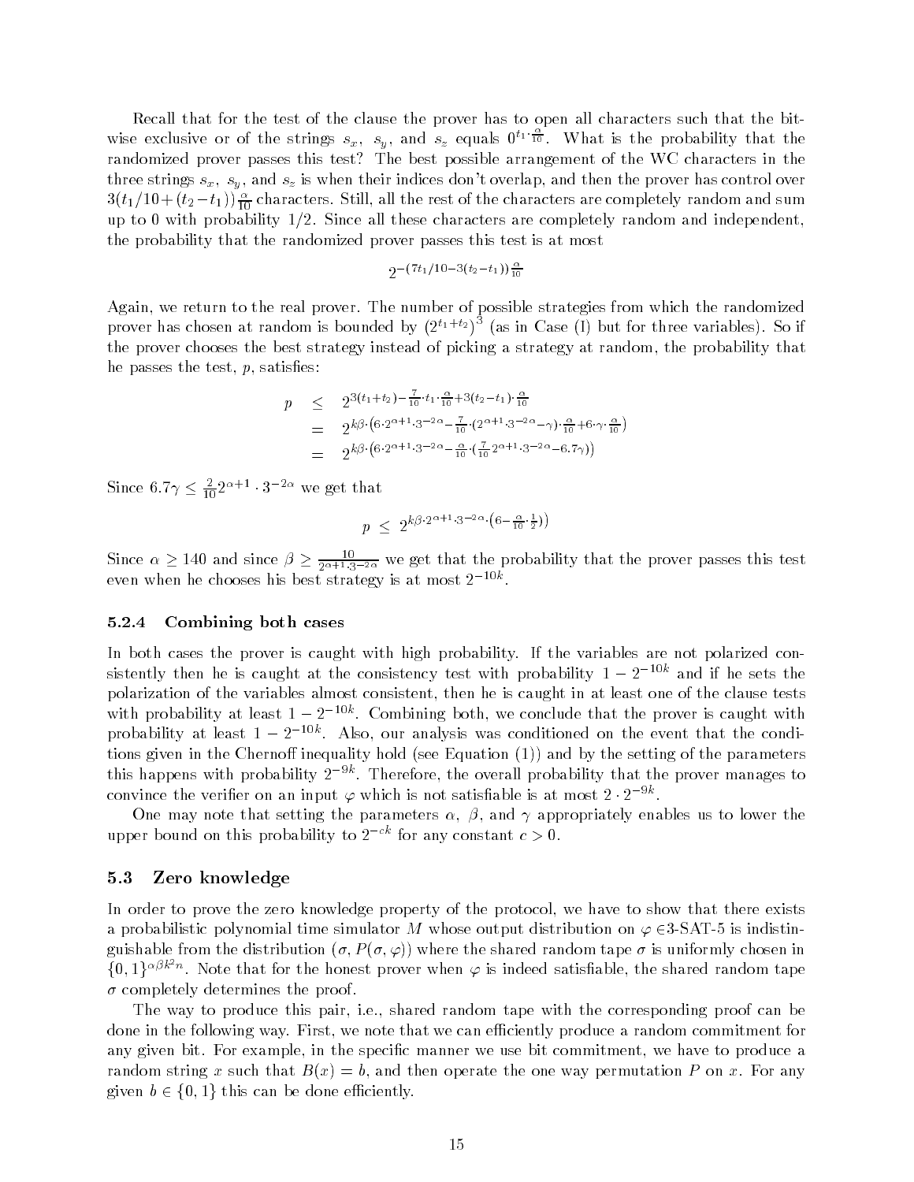Recall that for the test of the clause the prover has to open all characters such that the bit-wise exclusive or of the strings $s_x$, $s_y$, and $s_z$ equals $0^{t_1 \cdot \frac{\alpha}{10}}$. What is the probability that the randomized prover passes this test? The best possible arrangement of the WC characters in the three strings $s_x$, $s_y$, and $s_z$ is when their indices don't overlap, and then the prover has control over $3(t_1/10 + (t_2 - t_1))\frac{\alpha}{10}$ characters. Still, all the rest of the characters are completely random and sum up to 0 with probability 1/2. Since all these characters are completely random and independent, the probability that the randomized prover passes this test is at most

$$2^{-(7t_1/10 - 3(t_2 - t_1))\frac{\alpha}{10}}$$

Again, we return to the real prover. The number of possible strategies from which the randomized prover has chosen at random is bounded by $(2^{t_1+t_2})^3$ (as in Case (I) but for three variables). So if the prover chooses the best strategy instead of picking a strategy at random, the probability that he passes the test, $p$, satisfies:

$$\begin{aligned}
p &\leq 2^{3(t_1+t_2) - \frac{7}{10}\cdot t_1 \cdot \frac{\alpha}{10} + 3(t_2 - t_1)\cdot \frac{\alpha}{10}} \\
&= 2^{k\beta\cdot\left(6\cdot 2^{\alpha+1}\cdot 3^{-2\alpha} - \frac{7}{10}\cdot(2^{\alpha+1}\cdot 3^{-2\alpha} - \gamma)\cdot\frac{\alpha}{10} + 6\cdot\gamma\cdot\frac{\alpha}{10}\right)} \\
&= 2^{k\beta\cdot\left(6\cdot 2^{\alpha+1}\cdot 3^{-2\alpha} - \frac{\alpha}{10}\cdot\left(\frac{7}{10}2^{\alpha+1}\cdot 3^{-2\alpha} - 6.7\gamma\right)\right)}
\end{aligned}$$

Since $6.7\gamma \leq \frac{2}{10}2^{\alpha+1}\cdot 3^{-2\alpha}$ we get that

$$p \leq 2^{k\beta\cdot 2^{\alpha+1}\cdot 3^{-2\alpha}\cdot\left(6 - \frac{\alpha}{10}\cdot\frac{1}{2}\right)}$$

Since $\alpha \geq 140$ and since $\beta \geq \frac{10}{2^{\alpha+1}\cdot 3^{-2\alpha}}$ we get that the probability that the prover passes this test even when he chooses his best strategy is at most $2^{-10k}$.

#### 5.2.4 Combining both cases

In both cases the prover is caught with high probability. If the variables are not polarized consistently then he is caught at the consistency test with probability $1 - 2^{-10k}$ and if he sets the polarization of the variables almost consistent, then he is caught in at least one of the clause tests with probability at least $1 - 2^{-10k}$. Combining both, we conclude that the prover is caught with probability at least $1 - 2^{-10k}$. Also, our analysis was conditioned on the event that the conditions given in the Chernoff inequality hold (see Equation (1)) and by the setting of the parameters this happens with probability $2^{-9k}$. Therefore, the overall probability that the prover manages to convince the verifier on an input $\varphi$ which is not satisfiable is at most $2 \cdot 2^{-9k}$.

One may note that setting the parameters $\alpha$, $\beta$, and $\gamma$ appropriately enables us to lower the upper bound on this probability to $2^{-ck}$ for any constant $c > 0$.

### 5.3 Zero knowledge

In order to prove the zero knowledge property of the protocol, we have to show that there exists a probabilistic polynomial time simulator $M$ whose output distribution on $\varphi \in$3-SAT-5 is indistinguishable from the distribution $(\sigma, P(\sigma, \varphi))$ where the shared random tape $\sigma$ is uniformly chosen in $\{0,1\}^{\alpha\beta k^2 n}$. Note that for the honest prover when $\varphi$ is indeed satisfiable, the shared random tape $\sigma$ completely determines the proof.

The way to produce this pair, i.e., shared random tape with the corresponding proof can be done in the following way. First, we note that we can efficiently produce a random commitment for any given bit. For example, in the specific manner we use bit commitment, we have to produce a random string $x$ such that $B(x) = b$, and then operate the one way permutation $P$ on $x$. For any given $b \in \{0,1\}$ this can be done efficiently.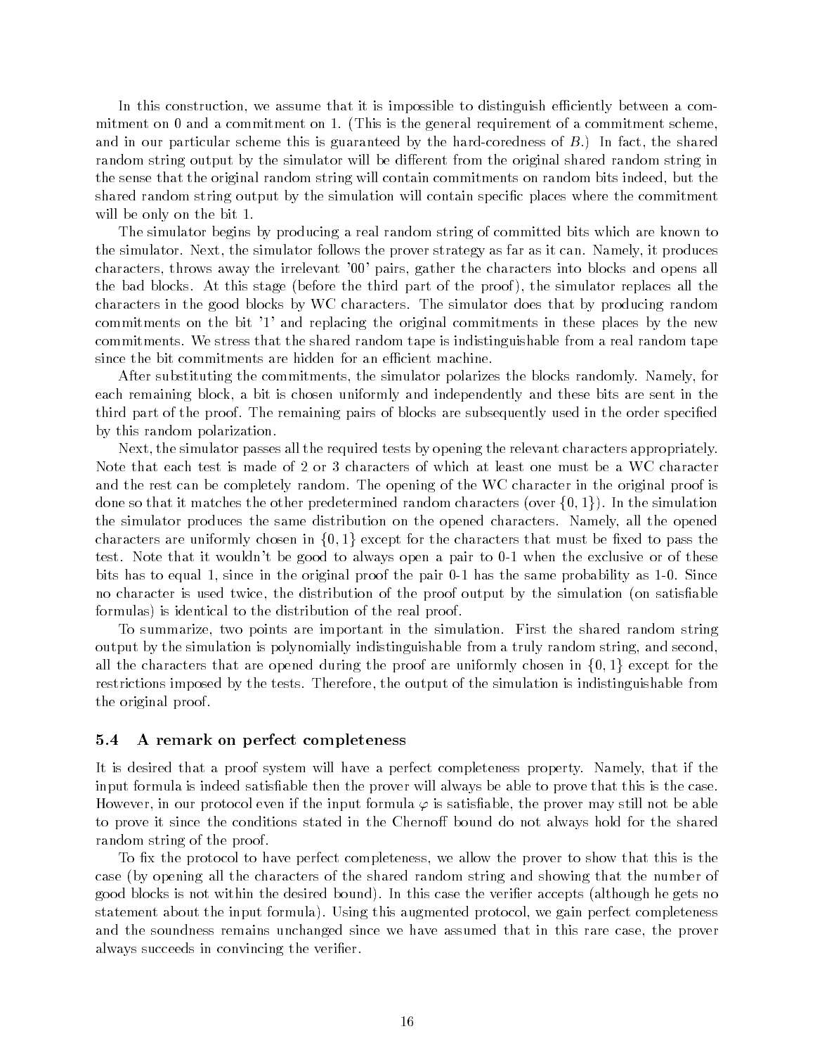In this construction, we assume that it is impossible to distinguish efficiently between a commitment on 0 and a commitment on 1. (This is the general requirement of a commitment scheme, and in our particular scheme this is guaranteed by the hard-coredness of $B$.) In fact, the shared random string output by the simulator will be different from the original shared random string in the sense that the original random string will contain commitments on random bits indeed, but the shared random string output by the simulation will contain specific places where the commitment will be only on the bit 1.

The simulator begins by producing a real random string of committed bits which are known to the simulator. Next, the simulator follows the prover strategy as far as it can. Namely, it produces characters, throws away the irrelevant '00' pairs, gather the characters into blocks and opens all the bad blocks. At this stage (before the third part of the proof), the simulator replaces all the characters in the good blocks by WC characters. The simulator does that by producing random commitments on the bit '1' and replacing the original commitments in these places by the new commitments. We stress that the shared random tape is indistinguishable from a real random tape since the bit commitments are hidden for an efficient machine.

After substituting the commitments, the simulator polarizes the blocks randomly. Namely, for each remaining block, a bit is chosen uniformly and independently and these bits are sent in the third part of the proof. The remaining pairs of blocks are subsequently used in the order specified by this random polarization.

Next, the simulator passes all the required tests by opening the relevant characters appropriately. Note that each test is made of 2 or 3 characters of which at least one must be a WC character and the rest can be completely random. The opening of the WC character in the original proof is done so that it matches the other predetermined random characters (over $\{0, 1\}$). In the simulation the simulator produces the same distribution on the opened characters. Namely, all the opened characters are uniformly chosen in $\{0, 1\}$ except for the characters that must be fixed to pass the test. Note that it wouldn't be good to always open a pair to 0-1 when the exclusive or of these bits has to equal 1, since in the original proof the pair 0-1 has the same probability as 1-0. Since no character is used twice, the distribution of the proof output by the simulation (on satisfiable formulas) is identical to the distribution of the real proof.

To summarize, two points are important in the simulation. First the shared random string output by the simulation is polynomially indistinguishable from a truly random string, and second, all the characters that are opened during the proof are uniformly chosen in $\{0, 1\}$ except for the restrictions imposed by the tests. Therefore, the output of the simulation is indistinguishable from the original proof.

### 5.4 A remark on perfect completeness

It is desired that a proof system will have a perfect completeness property. Namely, that if the input formula is indeed satisfiable then the prover will always be able to prove that this is the case. However, in our protocol even if the input formula $\varphi$ is satisfiable, the prover may still not be able to prove it since the conditions stated in the Chernoff bound do not always hold for the shared random string of the proof.

To fix the protocol to have perfect completeness, we allow the prover to show that this is the case (by opening all the characters of the shared random string and showing that the number of good blocks is not within the desired bound). In this case the verifier accepts (although he gets no statement about the input formula). Using this augmented protocol, we gain perfect completeness and the soundness remains unchanged since we have assumed that in this rare case, the prover always succeeds in convincing the verifier.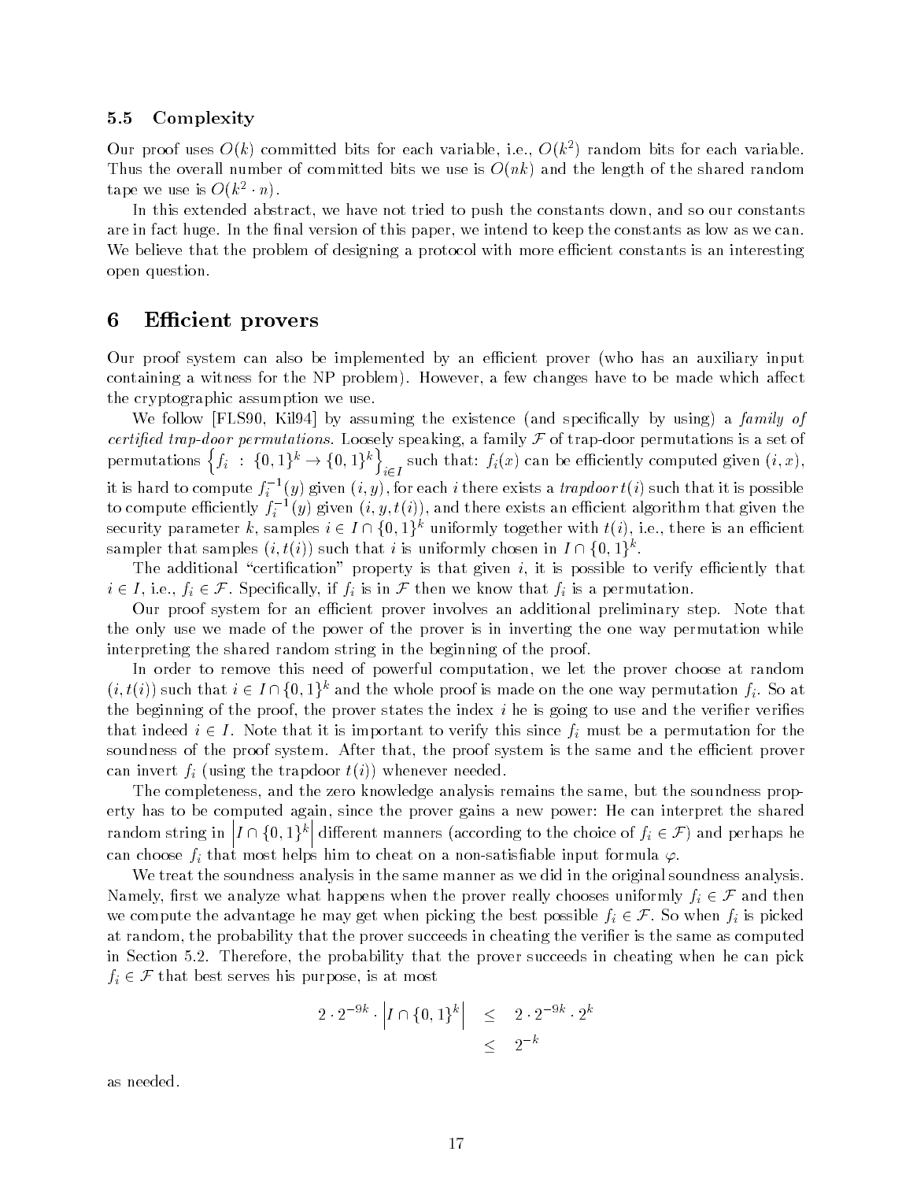### 5.5 Complexity

Our proof uses $O(k)$ committed bits for each variable, i.e., $O(k^2)$ random bits for each variable. Thus the overall number of committed bits we use is $O(nk)$ and the length of the shared random tape we use is $O(k^2 \cdot n)$.

In this extended abstract, we have not tried to push the constants down, and so our constants are in fact huge. In the final version of this paper, we intend to keep the constants as low as we can. We believe that the problem of designing a protocol with more efficient constants is an interesting open question.

## 6 Efficient provers

Our proof system can also be implemented by an efficient prover (who has an auxiliary input containing a witness for the NP problem). However, a few changes have to be made which affect the cryptographic assumption we use.

We follow [FLS90, Kil94] by assuming the existence (and specifically by using) a *family of certified trap-door permutations*. Loosely speaking, a family $\mathcal{F}$ of trap-door permutations is a set of permutations $\left\{f_i \;:\; \{0,1\}^k \rightarrow \{0,1\}^k\right\}_{i \in I}$ such that: $f_i(x)$ can be efficiently computed given $(i, x)$, it is hard to compute $f_i^{-1}(y)$ given $(i, y)$, for each $i$ there exists a *trapdoor* $t(i)$ such that it is possible to compute efficiently $f_i^{-1}(y)$ given $(i, y, t(i))$, and there exists an efficient algorithm that given the security parameter $k$, samples $i \in I \cap \{0,1\}^k$ uniformly together with $t(i)$, i.e., there is an efficient sampler that samples $(i, t(i))$ such that $i$ is uniformly chosen in $I \cap \{0,1\}^k$.

The additional "certification" property is that given $i$, it is possible to verify efficiently that $i \in I$, i.e., $f_i \in \mathcal{F}$. Specifically, if $f_i$ is in $\mathcal{F}$ then we know that $f_i$ is a permutation.

Our proof system for an efficient prover involves an additional preliminary step. Note that the only use we made of the power of the prover is in inverting the one way permutation while interpreting the shared random string in the beginning of the proof.

In order to remove this need of powerful computation, we let the prover choose at random $(i, t(i))$ such that $i \in I \cap \{0,1\}^k$ and the whole proof is made on the one way permutation $f_i$. So at the beginning of the proof, the prover states the index $i$ he is going to use and the verifier verifies that indeed $i \in I$. Note that it is important to verify this since $f_i$ must be a permutation for the soundness of the proof system. After that, the proof system is the same and the efficient prover can invert $f_i$ (using the trapdoor $t(i)$) whenever needed.

The completeness, and the zero knowledge analysis remains the same, but the soundness property has to be computed again, since the prover gains a new power: He can interpret the shared random string in $\left|I \cap \{0,1\}^k\right|$ different manners (according to the choice of $f_i \in \mathcal{F}$) and perhaps he can choose $f_i$ that most helps him to cheat on a non-satisfiable input formula $\varphi$.

We treat the soundness analysis in the same manner as we did in the original soundness analysis. Namely, first we analyze what happens when the prover really chooses uniformly $f_i \in \mathcal{F}$ and then we compute the advantage he may get when picking the best possible $f_i \in \mathcal{F}$. So when $f_i$ is picked at random, the probability that the prover succeeds in cheating the verifier is the same as computed in Section 5.2. Therefore, the probability that the prover succeeds in cheating when he can pick $f_i \in \mathcal{F}$ that best serves his purpose, is at most

$$
\begin{aligned}
2 \cdot 2^{-9k} \cdot \left|I \cap \{0,1\}^k\right| &\leq 2 \cdot 2^{-9k} \cdot 2^k \\
&\leq 2^{-k}
\end{aligned}
$$

as needed.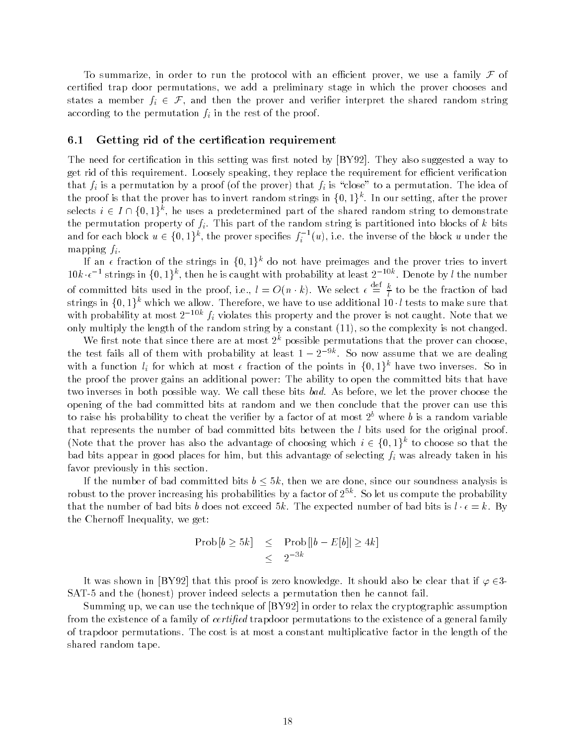To summarize, in order to run the protocol with an efficient prover, we use a family $\mathcal{F}$ of certified trap door permutations, we add a preliminary stage in which the prover chooses and states a member $f_i \in \mathcal{F}$, and then the prover and verifier interpret the shared random string according to the permutation $f_i$ in the rest of the proof.

## 6.1 Getting rid of the certification requirement

The need for certification in this setting was first noted by [BY92]. They also suggested a way to get rid of this requirement. Loosely speaking, they replace the requirement for efficient verification that $f_i$ is a permutation by a proof (of the prover) that $f_i$ is "close" to a permutation. The idea of the proof is that the prover has to invert random strings in $\{0,1\}^k$. In our setting, after the prover selects $i \in I \cap \{0,1\}^k$, he uses a predetermined part of the shared random string to demonstrate the permutation property of $f_i$. This part of the random string is partitioned into blocks of $k$ bits and for each block $u \in \{0,1\}^k$, the prover specifies $f_i^{-1}(u)$, i.e. the inverse of the block $u$ under the mapping $f_i$.

If an $\epsilon$ fraction of the strings in $\{0,1\}^k$ do not have preimages and the prover tries to invert $10k \cdot \epsilon^{-1}$ strings in $\{0,1\}^k$, then he is caught with probability at least $2^{-10k}$. Denote by $l$ the number of committed bits used in the proof, i.e., $l = O(n \cdot k)$. We select $\epsilon \stackrel{\text{def}}{=} \frac{k}{l}$ to be the fraction of bad strings in $\{0,1\}^k$ which we allow. Therefore, we have to use additional $10 \cdot l$ tests to make sure that with probability at most $2^{-10k}$ $f_i$ violates this property and the prover is not caught. Note that we only multiply the length of the random string by a constant (11), so the complexity is not changed.

We first note that since there are at most $2^k$ possible permutations that the prover can choose, the test fails all of them with probability at least $1 - 2^{-9k}$. So now assume that we are dealing with a function $l_i$ for which at most $\epsilon$ fraction of the points in $\{0,1\}^k$ have two inverses. So in the proof the prover gains an additional power: The ability to open the committed bits that have two inverses in both possible way. We call these bits *bad*. As before, we let the prover choose the opening of the bad committed bits at random and we then conclude that the prover can use this to raise his probability to cheat the verifier by a factor of at most $2^b$ where $b$ is a random variable that represents the number of bad committed bits between the $l$ bits used for the original proof. (Note that the prover has also the advantage of choosing which $i \in \{0,1\}^k$ to choose so that the bad bits appear in good places for him, but this advantage of selecting $f_i$ was already taken in his favor previously in this section.

If the number of bad committed bits $b \leq 5k$, then we are done, since our soundness analysis is robust to the prover increasing his probabilities by a factor of $2^{5k}$. So let us compute the probability that the number of bad bits $b$ does not exceed $5k$. The expected number of bad bits is $l \cdot \epsilon = k$. By the Chernoff Inequality, we get:

$$\begin{aligned} \text{Prob}[b \geq 5k] &\leq \text{Prob}[|b - E[b]| \geq 4k] \\ &\leq 2^{-3k} \end{aligned}$$

It was shown in [BY92] that this proof is zero knowledge. It should also be clear that if $\varphi \in$3-SAT-5 and the (honest) prover indeed selects a permutation then he cannot fail.

Summing up, we can use the technique of [BY92] in order to relax the cryptographic assumption from the existence of a family of *certified* trapdoor permutations to the existence of a general family of trapdoor permutations. The cost is at most a constant multiplicative factor in the length of the shared random tape.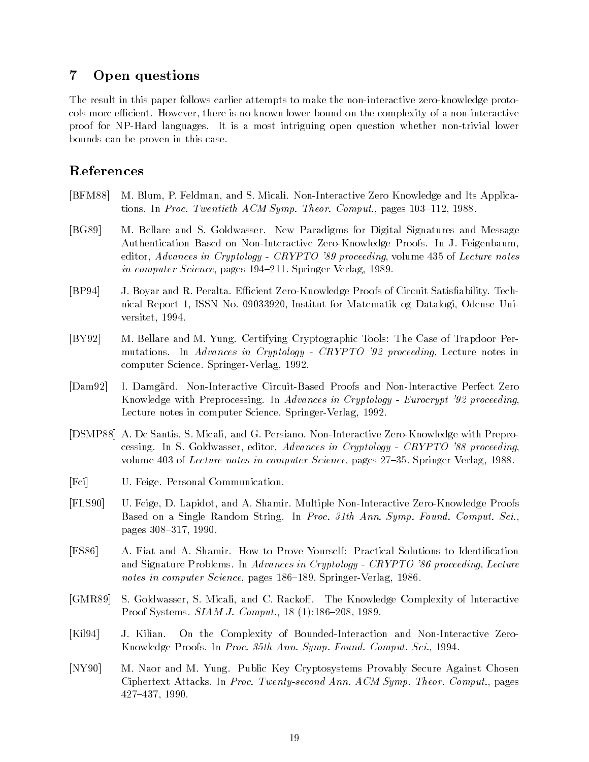## 7 Open questions

The result in this paper follows earlier attempts to make the non-interactive zero-knowledge protocols more efficient. However, there is no known lower bound on the complexity of a non-interactive proof for NP-Hard languages. It is a most intriguing open question whether non-trivial lower bounds can be proven in this case.

## References

[BFM88] M. Blum, P. Feldman, and S. Micali. Non-Interactive Zero Knowledge and Its Applications. In *Proc. Twentieth ACM Symp. Theor. Comput.*, pages 103–112, 1988.

[BG89] M. Bellare and S. Goldwasser. New Paradigms for Digital Signatures and Message Authentication Based on Non-Interactive Zero-Knowledge Proofs. In J. Feigenbaum, editor, *Advances in Cryptology - CRYPTO '89 proceeding*, volume 435 of *Lecture notes in computer Science*, pages 194–211. Springer-Verlag, 1989.

[BP94] J. Boyar and R. Peralta. Efficient Zero-Knowledge Proofs of Circuit Satisfiability. Technical Report 1, ISSN No. 09033920, Institut for Matematik og Datalogi, Odense Universitet, 1994.

[BY92] M. Bellare and M. Yung. Certifying Cryptographic Tools: The Case of Trapdoor Permutations. In *Advances in Cryptology - CRYPTO '92 proceeding*, Lecture notes in computer Science. Springer-Verlag, 1992.

[Dam92] I. Damgård. Non-Interactive Circuit-Based Proofs and Non-Interactive Perfect Zero Knowledge with Preprocessing. In *Advances in Cryptology - Eurocrypt '92 proceeding*, Lecture notes in computer Science. Springer-Verlag, 1992.

[DSMP88] A. De Santis, S. Micali, and G. Persiano. Non-Interactive Zero-Knowledge with Preprocessing. In S. Goldwasser, editor, *Advances in Cryptology - CRYPTO '88 proceeding*, volume 403 of *Lecture notes in computer Science*, pages 27–35. Springer-Verlag, 1988.

[Fei] U. Feige. Personal Communication.

[FLS90] U. Feige, D. Lapidot, and A. Shamir. Multiple Non-Interactive Zero-Knowledge Proofs Based on a Single Random String. In *Proc. 31th Ann. Symp. Found. Comput. Sci.*, pages 308–317, 1990.

[FS86] A. Fiat and A. Shamir. How to Prove Yourself: Practical Solutions to Identification and Signature Problems. In *Advances in Cryptology - CRYPTO '86 proceeding*, *Lecture notes in computer Science*, pages 186–189. Springer-Verlag, 1986.

[GMR89] S. Goldwasser, S. Micali, and C. Rackoff. The Knowledge Complexity of Interactive Proof Systems. *SIAM J. Comput.*, 18 (1):186–208, 1989.

[Kil94] J. Kilian. On the Complexity of Bounded-Interaction and Non-Interactive Zero-Knowledge Proofs. In *Proc. 35th Ann. Symp. Found. Comput. Sci.*, 1994.

[NY90] M. Naor and M. Yung. Public Key Cryptosystems Provably Secure Against Chosen Ciphertext Attacks. In *Proc. Twenty-second Ann. ACM Symp. Theor. Comput.*, pages 427–437, 1990.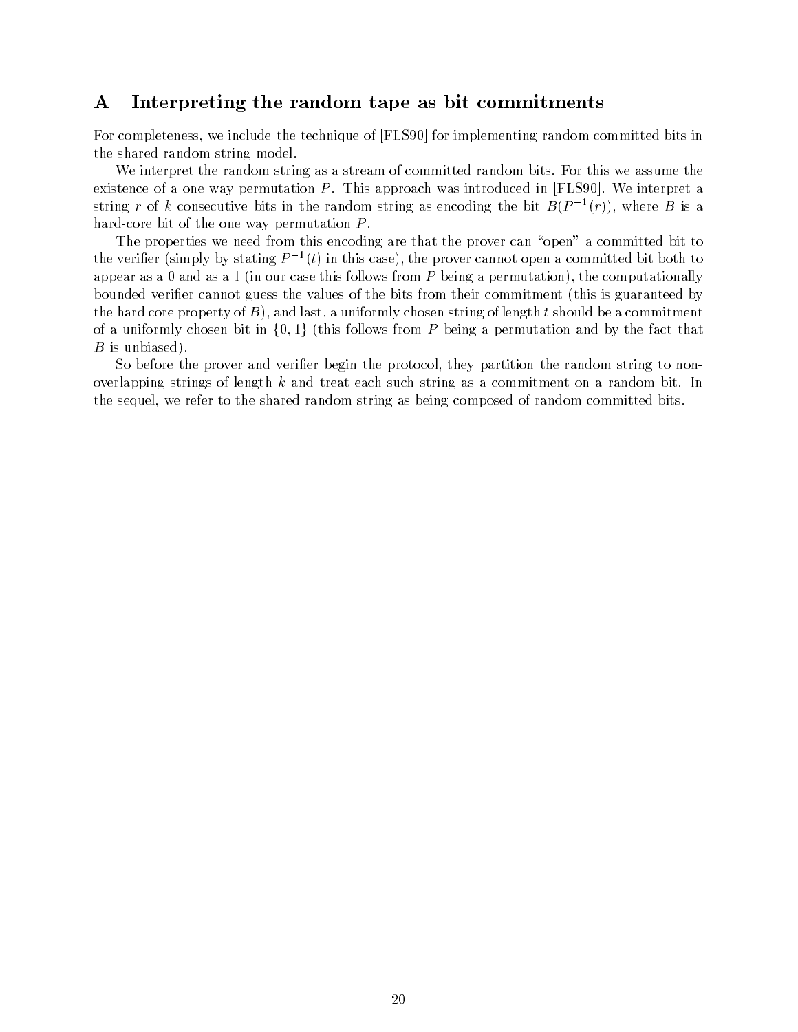# A Interpreting the random tape as bit commitments

For completeness, we include the technique of [FLS90] for implementing random committed bits in the shared random string model.

We interpret the random string as a stream of committed random bits. For this we assume the existence of a one way permutation $P$. This approach was introduced in [FLS90]. We interpret a string $r$ of $k$ consecutive bits in the random string as encoding the bit $B(P^{-1}(r))$, where $B$ is a hard-core bit of the one way permutation $P$.

The properties we need from this encoding are that the prover can "open" a committed bit to the verifier (simply by stating $P^{-1}(t)$ in this case), the prover cannot open a committed bit both to appear as a 0 and as a 1 (in our case this follows from $P$ being a permutation), the computationally bounded verifier cannot guess the values of the bits from their commitment (this is guaranteed by the hard core property of $B$), and last, a uniformly chosen string of length $t$ should be a commitment of a uniformly chosen bit in $\{0, 1\}$ (this follows from $P$ being a permutation and by the fact that $B$ is unbiased).

So before the prover and verifier begin the protocol, they partition the random string to non-overlapping strings of length $k$ and treat each such string as a commitment on a random bit. In the sequel, we refer to the shared random string as being composed of random committed bits.